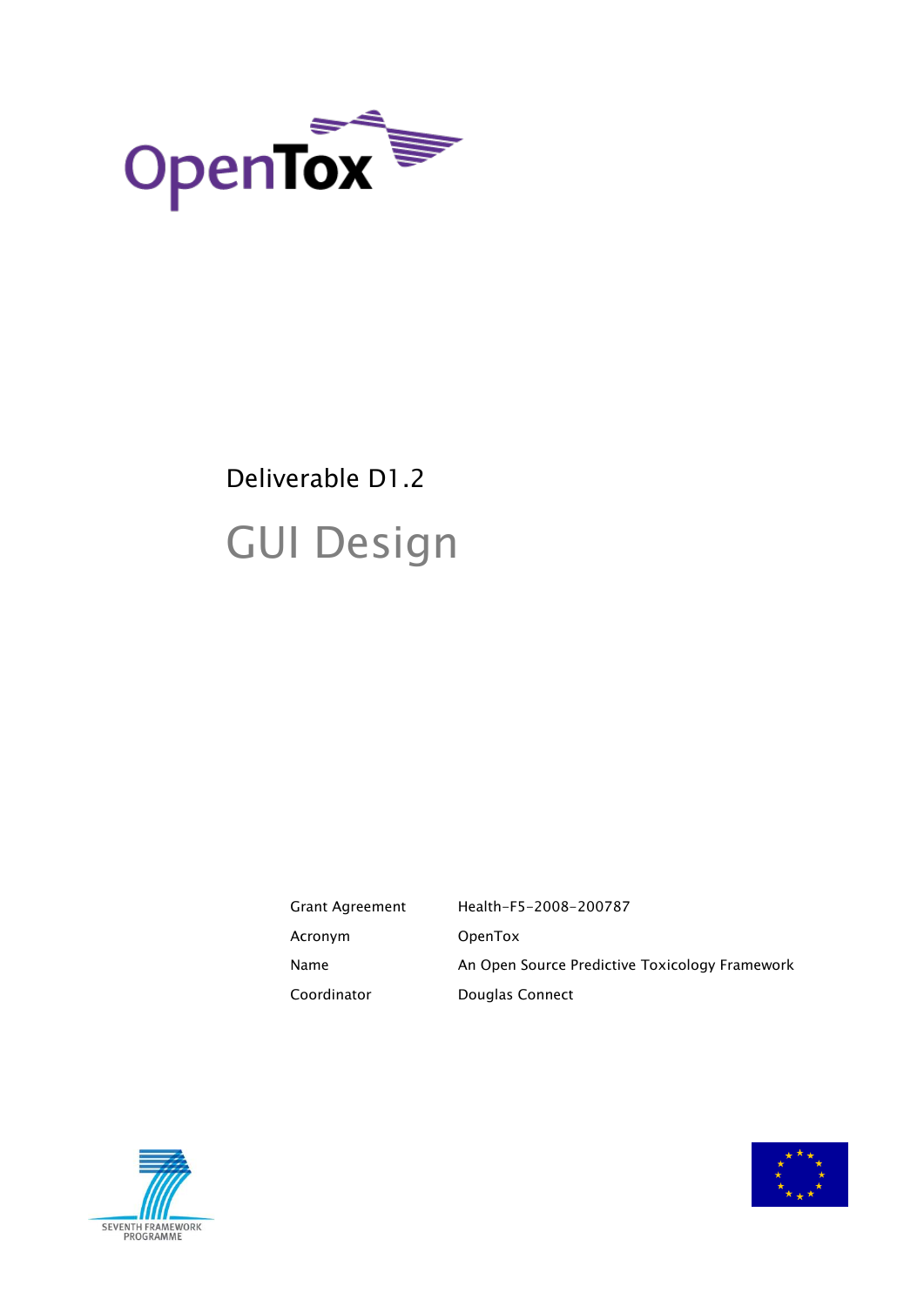OpenTox

Deliverable D1.2

# GUI Design

| | |
|---|---|
| Grant Agreement | Health-F5-2008-200787 |
| Acronym | OpenTox |
| Name | An Open Source Predictive Toxicology Framework |
| Coordinator | Douglas Connect |

SEVENTH FRAMEWORK PROGRAMME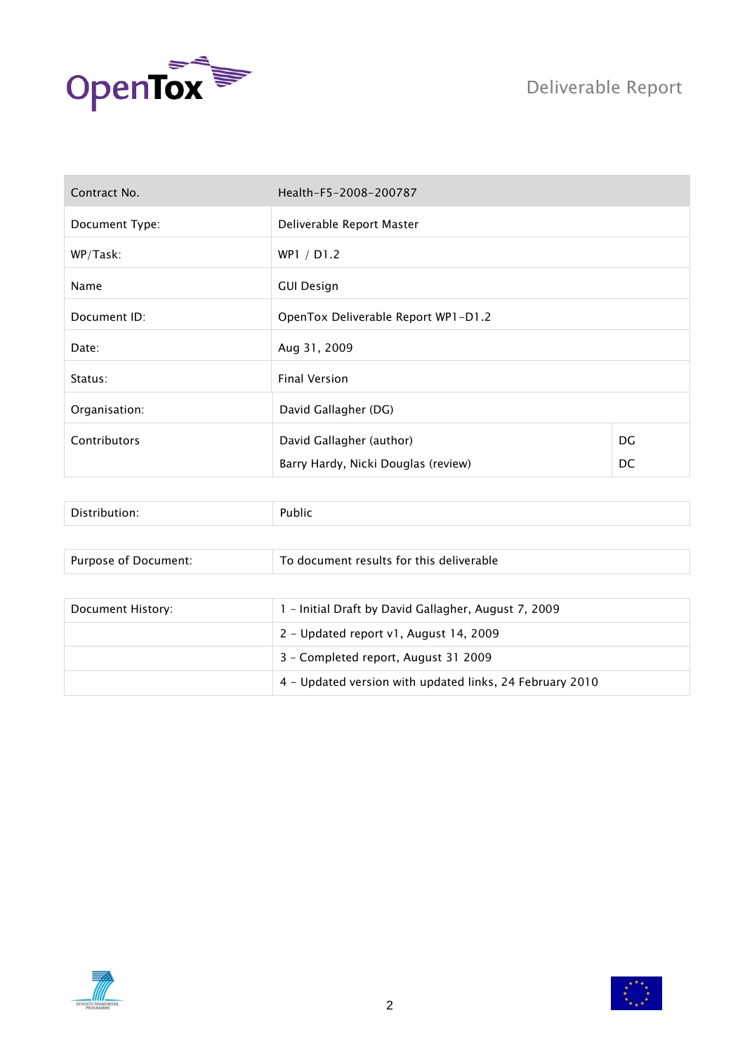Deliverable Report

| Contract No. | Health-F5-2008-200787 | |
|---|---|---|
| Document Type: | Deliverable Report Master | |
| WP/Task: | WP1 / D1.2 | |
| Name | GUI Design | |
| Document ID: | OpenTox Deliverable Report WP1-D1.2 | |
| Date: | Aug 31, 2009 | |
| Status: | Final Version | |
| Organisation: | David Gallagher (DG) | |
| Contributors | David Gallagher (author) | DG |
| | Barry Hardy, Nicki Douglas (review) | DC |

| Distribution: | Public |
|---|---|

| Purpose of Document: | To document results for this deliverable |
|---|---|

| Document History: | 1 - Initial Draft by David Gallagher, August 7, 2009 |
|---|---|
| | 2 - Updated report v1, August 14, 2009 |
| | 3 - Completed report, August 31 2009 |
| | 4 - Updated version with updated links, 24 February 2010 |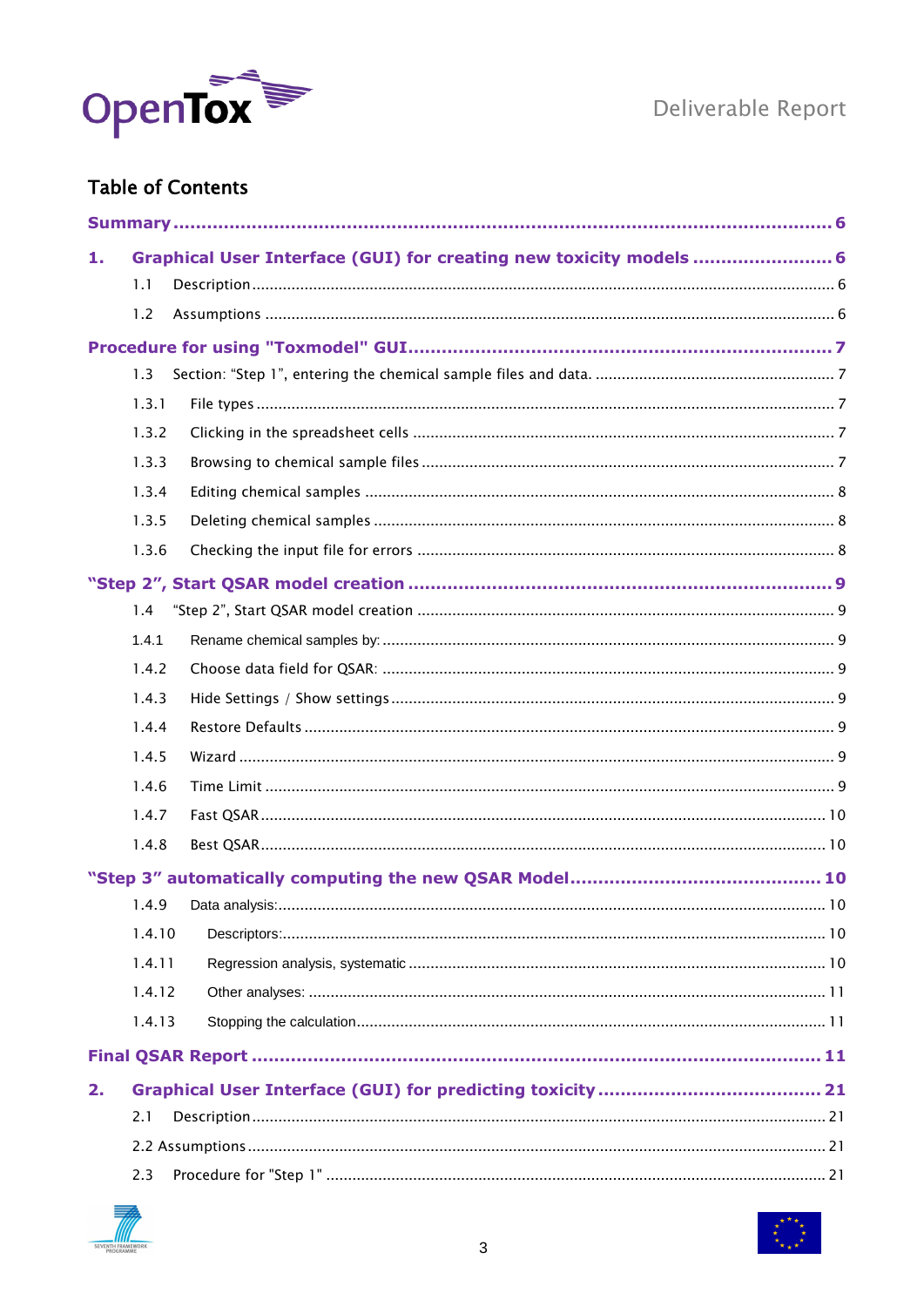## Table of Contents

**Summary** ........ 6

**1. Graphical User Interface (GUI) for creating new toxicity models** ........ 6

- 1.1 Description ........ 6
- 1.2 Assumptions ........ 6

**Procedure for using "Toxmodel" GUI** ........ 7

- 1.3 Section: "Step 1", entering the chemical sample files and data. ........ 7
- 1.3.1 File types ........ 7
- 1.3.2 Clicking in the spreadsheet cells ........ 7
- 1.3.3 Browsing to chemical sample files ........ 7
- 1.3.4 Editing chemical samples ........ 8
- 1.3.5 Deleting chemical samples ........ 8
- 1.3.6 Checking the input file for errors ........ 8

**"Step 2", Start QSAR model creation** ........ 9

- 1.4 "Step 2", Start QSAR model creation ........ 9
- 1.4.1 Rename chemical samples by: ........ 9
- 1.4.2 Choose data field for QSAR: ........ 9
- 1.4.3 Hide Settings / Show settings ........ 9
- 1.4.4 Restore Defaults ........ 9
- 1.4.5 Wizard ........ 9
- 1.4.6 Time Limit ........ 9
- 1.4.7 Fast QSAR ........ 10
- 1.4.8 Best QSAR ........ 10

**"Step 3" automatically computing the new QSAR Model** ........ 10

- 1.4.9 Data analysis: ........ 10
- 1.4.10 Descriptors: ........ 10
- 1.4.11 Regression analysis, systematic ........ 10
- 1.4.12 Other analyses: ........ 11
- 1.4.13 Stopping the calculation ........ 11

**Final QSAR Report** ........ 11

**2. Graphical User Interface (GUI) for predicting toxicity** ........ 21

- 2.1 Description ........ 21
- 2.2 Assumptions ........ 21
- 2.3 Procedure for "Step 1" ........ 21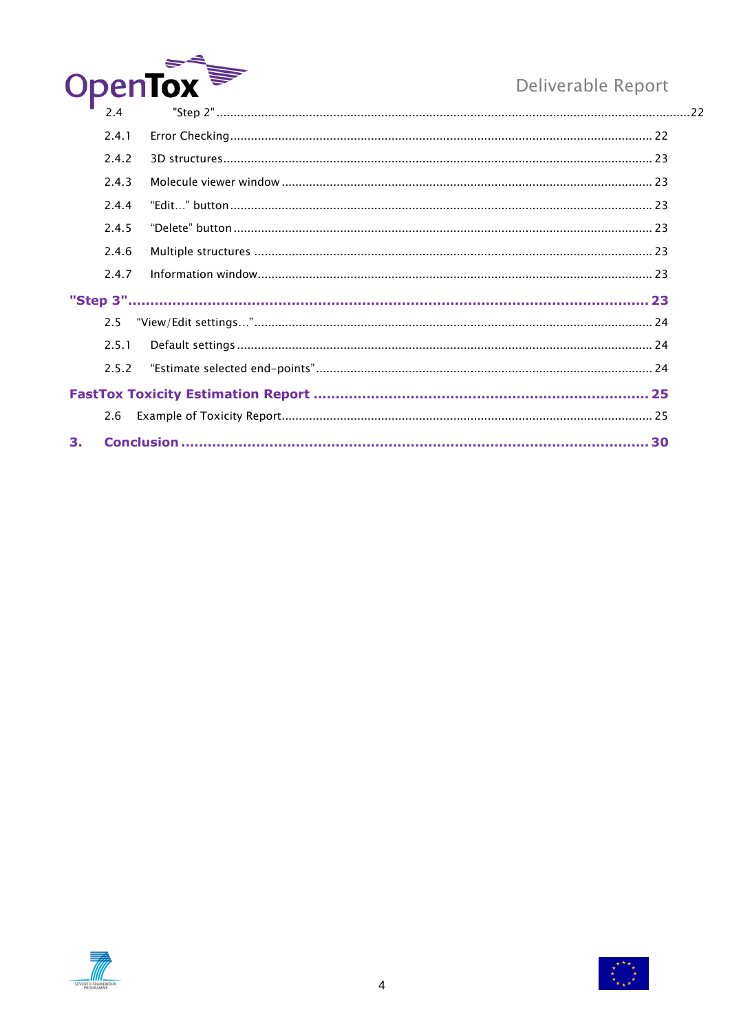2.4 "Step 2" ..... 22

2.4.1 Error Checking ..... 22

2.4.2 3D structures ..... 23

2.4.3 Molecule viewer window ..... 23

2.4.4 “Edit...” button ..... 23

2.4.5 “Delete” button ..... 23

2.4.6 Multiple structures ..... 23

2.4.7 Information window ..... 23

**"Step 3" ..... 23**

2.5 “View/Edit settings...” ..... 24

2.5.1 Default settings ..... 24

2.5.2 “Estimate selected end-points” ..... 24

**FastTox Toxicity Estimation Report ..... 25**

2.6 Example of Toxicity Report ..... 25

**3. Conclusion ..... 30**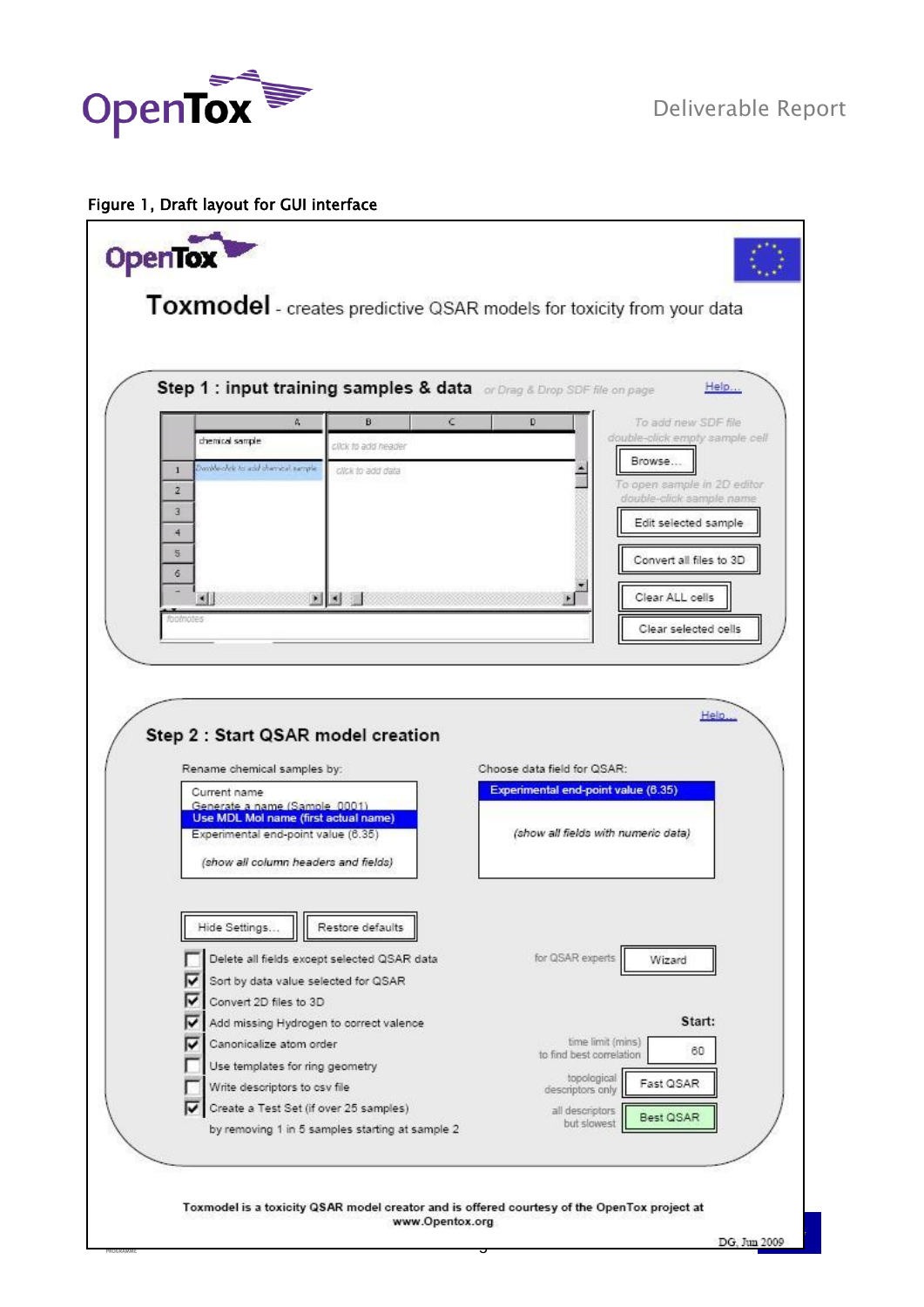Figure 1, Draft layout for GUI interface

**OpenTox**

# Toxmodel - creates predictive QSAR models for toxicity from your data

## Step 1 : input training samples & data

*or Drag & Drop SDF file on page*

Help...

| | A | B | C | D |
|---|---|---|---|---|
| | chemical sample | click to add header | | |
| 1 | Double-click to add chemical sample | click to add data | | |
| 2 | | | | |
| 3 | | | | |
| 4 | | | | |
| 5 | | | | |
| 6 | | | | |

footnotes

To add new SDF file double-click empty sample cell

Browse...

To open sample in 2D editor double-click sample name

Edit selected sample

Convert all files to 3D

Clear ALL cells

Clear selected cells

## Step 2 : Start QSAR model creation

Help...

Rename chemical samples by:

- Current name
- Generate a name (Sample_0001)
- Use MDL Mol name (first actual name)
- Experimental end-point value (6.35)

*(show all column headers and fields)*

Choose data field for QSAR:

- Experimental end-point value (6.35)

*(show all fields with numeric data)*

Hide Settings... | Restore defaults

- [ ] Delete all fields except selected QSAR data
- [x] Sort by data value selected for QSAR
- [x] Convert 2D files to 3D
- [x] Add missing Hydrogen to correct valence
- [x] Canonicalize atom order
- [ ] Use templates for ring geometry
- [ ] Write descriptors to csv file
- [x] Create a Test Set (if over 25 samples) by removing 1 in 5 samples starting at sample 2

for QSAR experts: Wizard

**Start:**

time limit (mins) to find best correlation: 60

topological descriptors only: Fast QSAR

all descriptors but slowest: Best QSAR

**Toxmodel is a toxicity QSAR model creator and is offered courtesy of the OpenTox project at www.Opentox.org**

DG, Jun 2009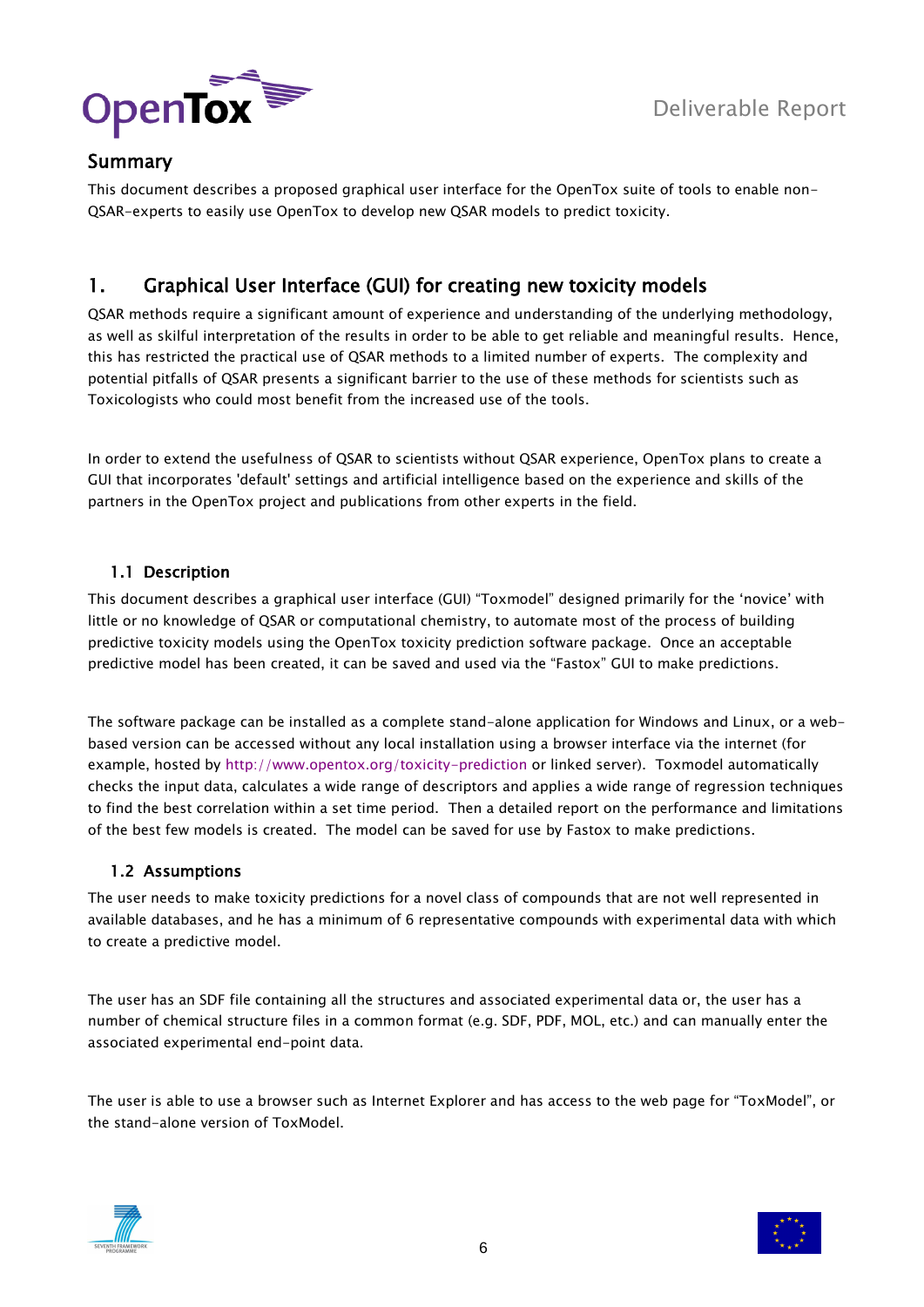## Summary

This document describes a proposed graphical user interface for the OpenTox suite of tools to enable non-QSAR-experts to easily use OpenTox to develop new QSAR models to predict toxicity.

# 1. Graphical User Interface (GUI) for creating new toxicity models

QSAR methods require a significant amount of experience and understanding of the underlying methodology, as well as skilful interpretation of the results in order to be able to get reliable and meaningful results. Hence, this has restricted the practical use of QSAR methods to a limited number of experts. The complexity and potential pitfalls of QSAR presents a significant barrier to the use of these methods for scientists such as Toxicologists who could most benefit from the increased use of the tools.

In order to extend the usefulness of QSAR to scientists without QSAR experience, OpenTox plans to create a GUI that incorporates 'default' settings and artificial intelligence based on the experience and skills of the partners in the OpenTox project and publications from other experts in the field.

## 1.1 Description

This document describes a graphical user interface (GUI) "Toxmodel" designed primarily for the 'novice' with little or no knowledge of QSAR or computational chemistry, to automate most of the process of building predictive toxicity models using the OpenTox toxicity prediction software package. Once an acceptable predictive model has been created, it can be saved and used via the "Fastox" GUI to make predictions.

The software package can be installed as a complete stand-alone application for Windows and Linux, or a web-based version can be accessed without any local installation using a browser interface via the internet (for example, hosted by http://www.opentox.org/toxicity-prediction or linked server). Toxmodel automatically checks the input data, calculates a wide range of descriptors and applies a wide range of regression techniques to find the best correlation within a set time period. Then a detailed report on the performance and limitations of the best few models is created. The model can be saved for use by Fastox to make predictions.

## 1.2 Assumptions

The user needs to make toxicity predictions for a novel class of compounds that are not well represented in available databases, and he has a minimum of 6 representative compounds with experimental data with which to create a predictive model.

The user has an SDF file containing all the structures and associated experimental data or, the user has a number of chemical structure files in a common format (e.g. SDF, PDF, MOL, etc.) and can manually enter the associated experimental end-point data.

The user is able to use a browser such as Internet Explorer and has access to the web page for "ToxModel", or the stand-alone version of ToxModel.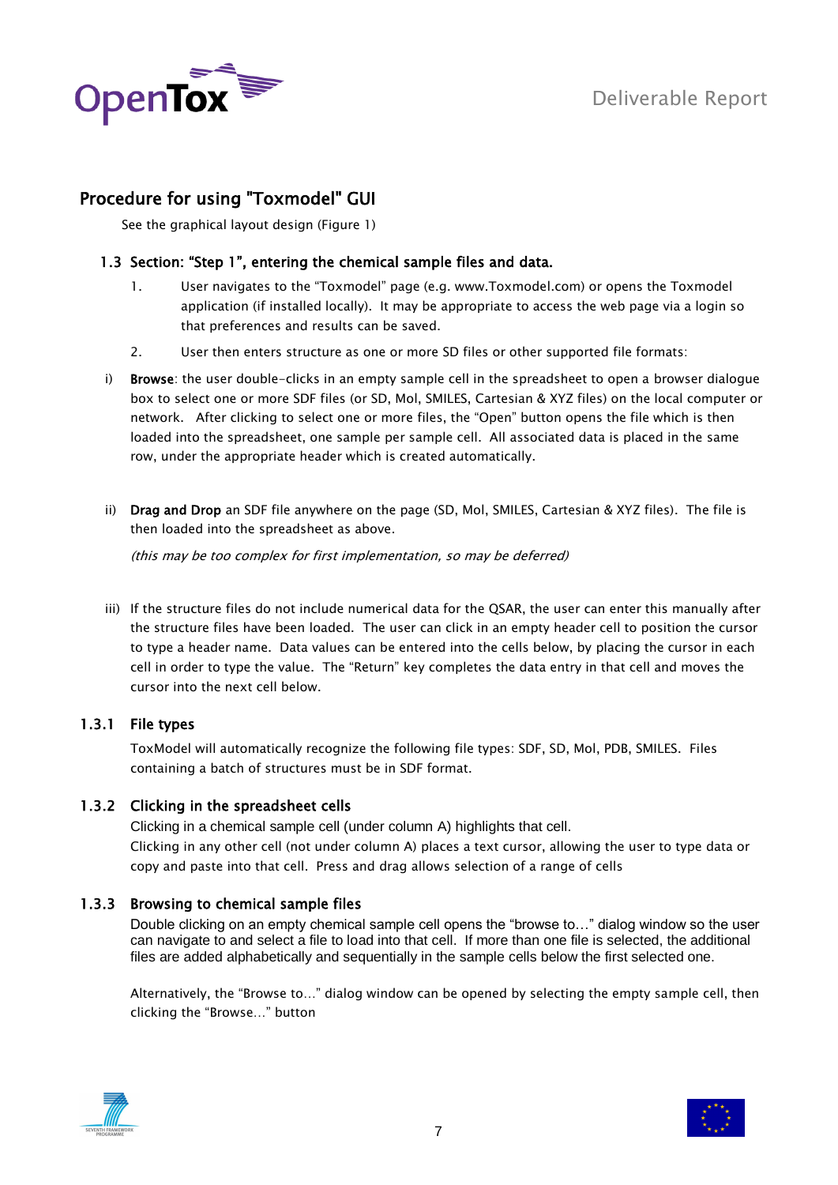## Procedure for using "Toxmodel" GUI

See the graphical layout design (Figure 1)

### 1.3 Section: "Step 1", entering the chemical sample files and data.

1. User navigates to the "Toxmodel" page (e.g. www.Toxmodel.com) or opens the Toxmodel application (if installed locally). It may be appropriate to access the web page via a login so that preferences and results can be saved.
2. User then enters structure as one or more SD files or other supported file formats:

i) **Browse**: the user double-clicks in an empty sample cell in the spreadsheet to open a browser dialogue box to select one or more SDF files (or SD, Mol, SMILES, Cartesian & XYZ files) on the local computer or network. After clicking to select one or more files, the "Open" button opens the file which is then loaded into the spreadsheet, one sample per sample cell. All associated data is placed in the same row, under the appropriate header which is created automatically.

ii) **Drag and Drop** an SDF file anywhere on the page (SD, Mol, SMILES, Cartesian & XYZ files). The file is then loaded into the spreadsheet as above.

*(this may be too complex for first implementation, so may be deferred)*

iii) If the structure files do not include numerical data for the QSAR, the user can enter this manually after the structure files have been loaded. The user can click in an empty header cell to position the cursor to type a header name. Data values can be entered into the cells below, by placing the cursor in each cell in order to type the value. The "Return" key completes the data entry in that cell and moves the cursor into the next cell below.

#### 1.3.1 File types

ToxModel will automatically recognize the following file types: SDF, SD, Mol, PDB, SMILES. Files containing a batch of structures must be in SDF format.

#### 1.3.2 Clicking in the spreadsheet cells

Clicking in a chemical sample cell (under column A) highlights that cell.
Clicking in any other cell (not under column A) places a text cursor, allowing the user to type data or copy and paste into that cell. Press and drag allows selection of a range of cells

#### 1.3.3 Browsing to chemical sample files

Double clicking on an empty chemical sample cell opens the "browse to…" dialog window so the user can navigate to and select a file to load into that cell. If more than one file is selected, the additional files are added alphabetically and sequentially in the sample cells below the first selected one.

Alternatively, the "Browse to…" dialog window can be opened by selecting the empty sample cell, then clicking the "Browse…" button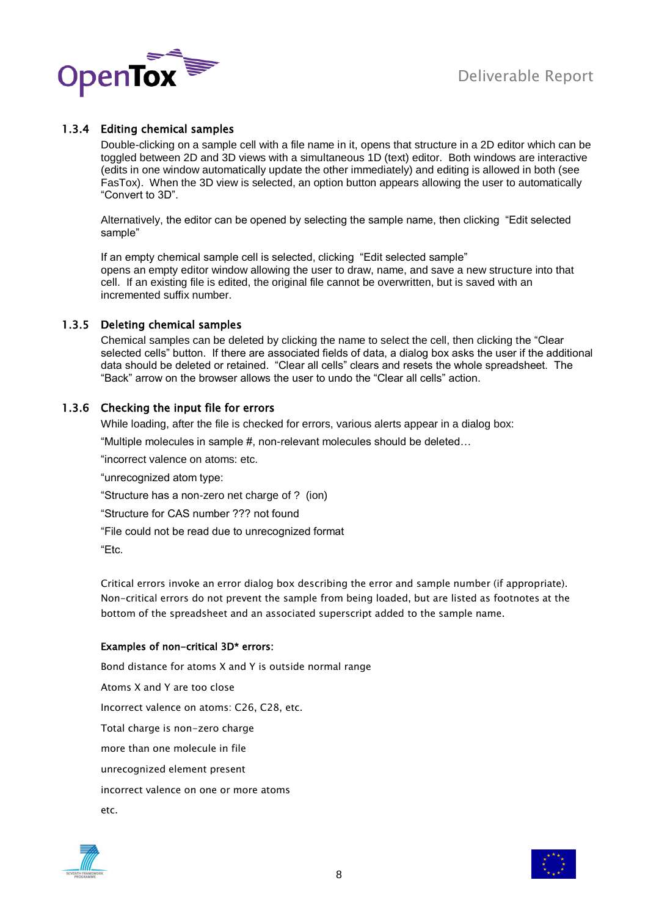### 1.3.4 Editing chemical samples

Double-clicking on a sample cell with a file name in it, opens that structure in a 2D editor which can be toggled between 2D and 3D views with a simultaneous 1D (text) editor. Both windows are interactive (edits in one window automatically update the other immediately) and editing is allowed in both (see FasTox). When the 3D view is selected, an option button appears allowing the user to automatically "Convert to 3D".

Alternatively, the editor can be opened by selecting the sample name, then clicking "Edit selected sample"

If an empty chemical sample cell is selected, clicking "Edit selected sample" opens an empty editor window allowing the user to draw, name, and save a new structure into that cell. If an existing file is edited, the original file cannot be overwritten, but is saved with an incremented suffix number.

### 1.3.5 Deleting chemical samples

Chemical samples can be deleted by clicking the name to select the cell, then clicking the "Clear selected cells" button. If there are associated fields of data, a dialog box asks the user if the additional data should be deleted or retained. "Clear all cells" clears and resets the whole spreadsheet. The "Back" arrow on the browser allows the user to undo the "Clear all cells" action.

### 1.3.6 Checking the input file for errors

While loading, after the file is checked for errors, various alerts appear in a dialog box:

"Multiple molecules in sample #, non-relevant molecules should be deleted…

"incorrect valence on atoms: etc.

"unrecognized atom type:

"Structure has a non-zero net charge of ? (ion)

"Structure for CAS number ??? not found

"File could not be read due to unrecognized format

"Etc.

Critical errors invoke an error dialog box describing the error and sample number (if appropriate). Non-critical errors do not prevent the sample from being loaded, but are listed as footnotes at the bottom of the spreadsheet and an associated superscript added to the sample name.

**Examples of non-critical 3D* errors:**

Bond distance for atoms X and Y is outside normal range

Atoms X and Y are too close

Incorrect valence on atoms: C26, C28, etc.

Total charge is non-zero charge

more than one molecule in file

unrecognized element present

incorrect valence on one or more atoms

etc.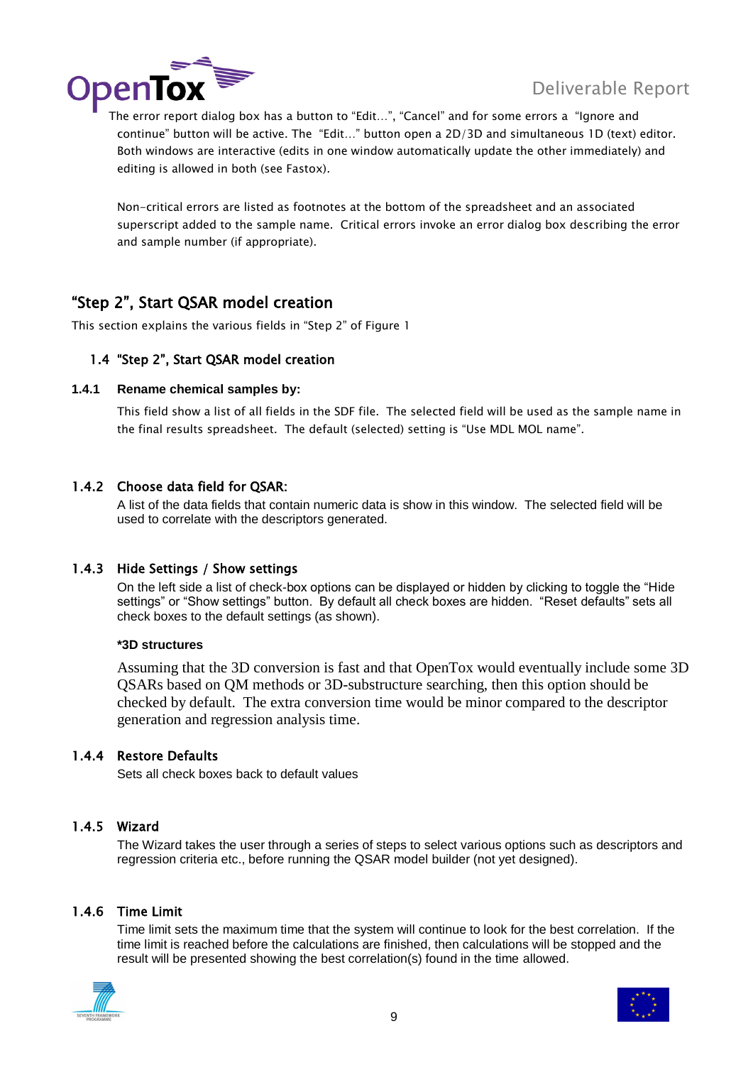The error report dialog box has a button to "Edit...", "Cancel" and for some errors a "Ignore and continue" button will be active. The "Edit..." button open a 2D/3D and simultaneous 1D (text) editor. Both windows are interactive (edits in one window automatically update the other immediately) and editing is allowed in both (see Fastox).

Non-critical errors are listed as footnotes at the bottom of the spreadsheet and an associated superscript added to the sample name. Critical errors invoke an error dialog box describing the error and sample number (if appropriate).

## "Step 2", Start QSAR model creation

This section explains the various fields in "Step 2" of Figure 1

### 1.4 "Step 2", Start QSAR model creation

#### 1.4.1 Rename chemical samples by:

This field show a list of all fields in the SDF file. The selected field will be used as the sample name in the final results spreadsheet. The default (selected) setting is "Use MDL MOL name".

#### 1.4.2 Choose data field for QSAR:

A list of the data fields that contain numeric data is show in this window. The selected field will be used to correlate with the descriptors generated.

#### 1.4.3 Hide Settings / Show settings

On the left side a list of check-box options can be displayed or hidden by clicking to toggle the "Hide settings" or "Show settings" button. By default all check boxes are hidden. "Reset defaults" sets all check boxes to the default settings (as shown).

**\*3D structures**

Assuming that the 3D conversion is fast and that OpenTox would eventually include some 3D QSARs based on QM methods or 3D-substructure searching, then this option should be checked by default. The extra conversion time would be minor compared to the descriptor generation and regression analysis time.

#### 1.4.4 Restore Defaults

Sets all check boxes back to default values

#### 1.4.5 Wizard

The Wizard takes the user through a series of steps to select various options such as descriptors and regression criteria etc., before running the QSAR model builder (not yet designed).

#### 1.4.6 Time Limit

Time limit sets the maximum time that the system will continue to look for the best correlation. If the time limit is reached before the calculations are finished, then calculations will be stopped and the result will be presented showing the best correlation(s) found in the time allowed.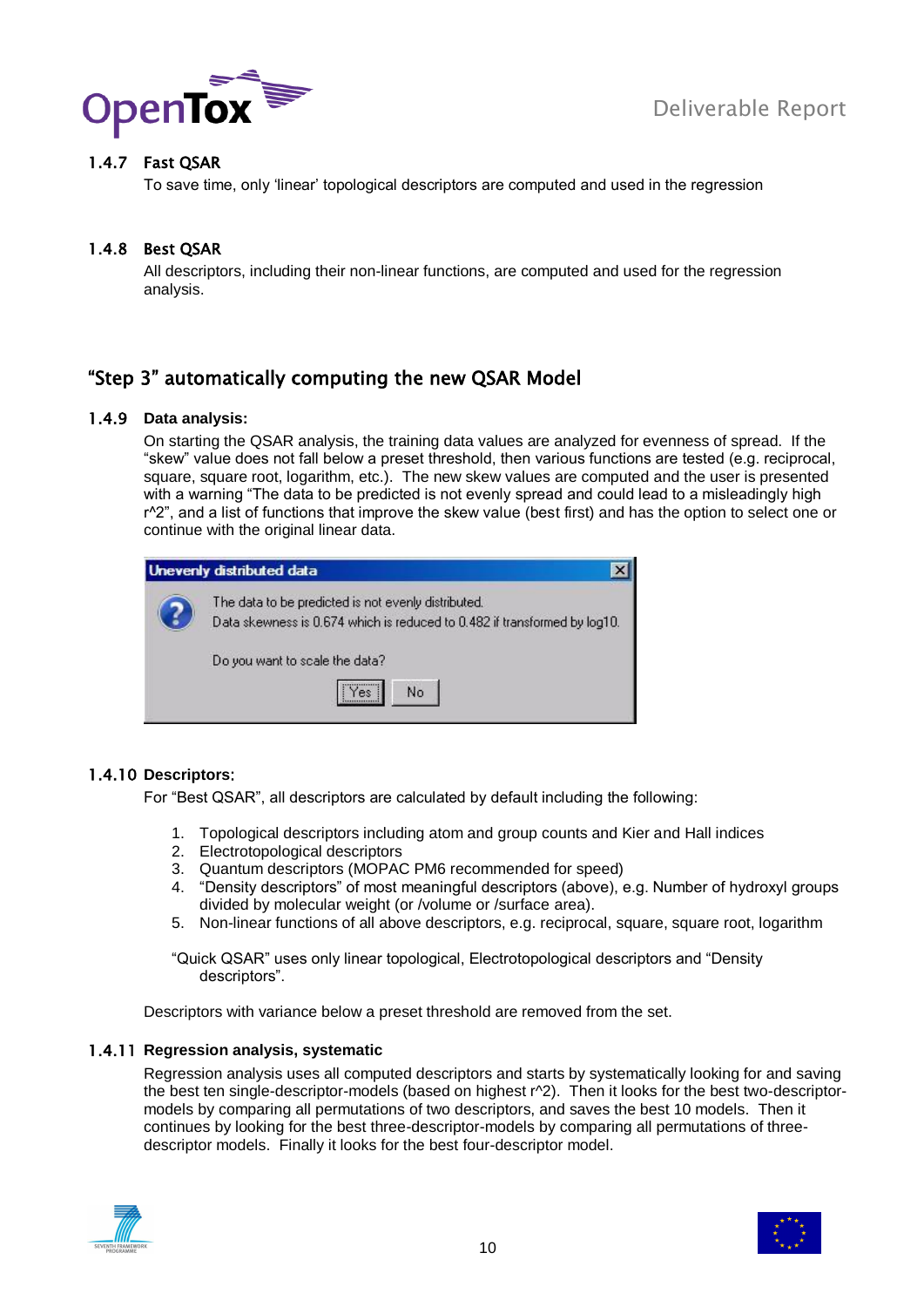### 1.4.7 Fast QSAR

To save time, only 'linear' topological descriptors are computed and used in the regression

### 1.4.8 Best QSAR

All descriptors, including their non-linear functions, are computed and used for the regression analysis.

## "Step 3" automatically computing the new QSAR Model

### 1.4.9 Data analysis:

On starting the QSAR analysis, the training data values are analyzed for evenness of spread. If the "skew" value does not fall below a preset threshold, then various functions are tested (e.g. reciprocal, square, square root, logarithm, etc.). The new skew values are computed and the user is presented with a warning "The data to be predicted is not evenly spread and could lead to a misleadingly high r^2", and a list of functions that improve the skew value (best first) and has the option to select one or continue with the original linear data.

Unevenly distributed data

The data to be predicted is not evenly distributed.
Data skewness is 0.674 which is reduced to 0.482 if transformed by log10.

Do you want to scale the data?

Yes No

### 1.4.10 Descriptors:

For "Best QSAR", all descriptors are calculated by default including the following:

1. Topological descriptors including atom and group counts and Kier and Hall indices
2. Electrotopological descriptors
3. Quantum descriptors (MOPAC PM6 recommended for speed)
4. "Density descriptors" of most meaningful descriptors (above), e.g. Number of hydroxyl groups divided by molecular weight (or /volume or /surface area).
5. Non-linear functions of all above descriptors, e.g. reciprocal, square, square root, logarithm

"Quick QSAR" uses only linear topological, Electrotopological descriptors and "Density descriptors".

Descriptors with variance below a preset threshold are removed from the set.

### 1.4.11 Regression analysis, systematic

Regression analysis uses all computed descriptors and starts by systematically looking for and saving the best ten single-descriptor-models (based on highest r^2). Then it looks for the best two-descriptor-models by comparing all permutations of two descriptors, and saves the best 10 models. Then it continues by looking for the best three-descriptor-models by comparing all permutations of three-descriptor models. Finally it looks for the best four-descriptor model.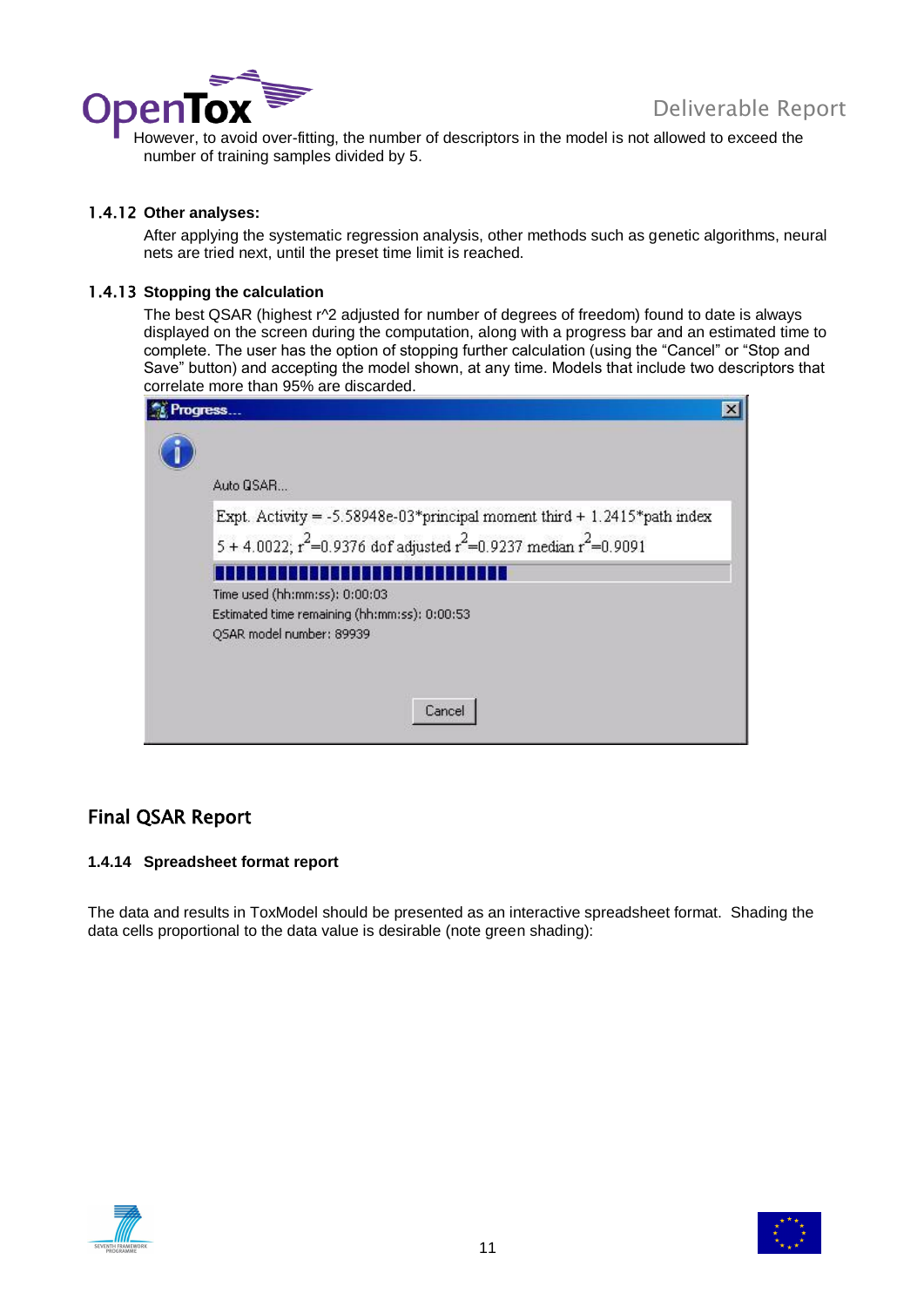However, to avoid over-fitting, the number of descriptors in the model is not allowed to exceed the number of training samples divided by 5.

### 1.4.12 Other analyses:

After applying the systematic regression analysis, other methods such as genetic algorithms, neural nets are tried next, until the preset time limit is reached.

### 1.4.13 Stopping the calculation

The best QSAR (highest r^2 adjusted for number of degrees of freedom) found to date is always displayed on the screen during the computation, along with a progress bar and an estimated time to complete. The user has the option of stopping further calculation (using the “Cancel” or “Stop and Save” button) and accepting the model shown, at any time. Models that include two descriptors that correlate more than 95% are discarded.

## Final QSAR Report

### 1.4.14 Spreadsheet format report

The data and results in ToxModel should be presented as an interactive spreadsheet format. Shading the data cells proportional to the data value is desirable (note green shading):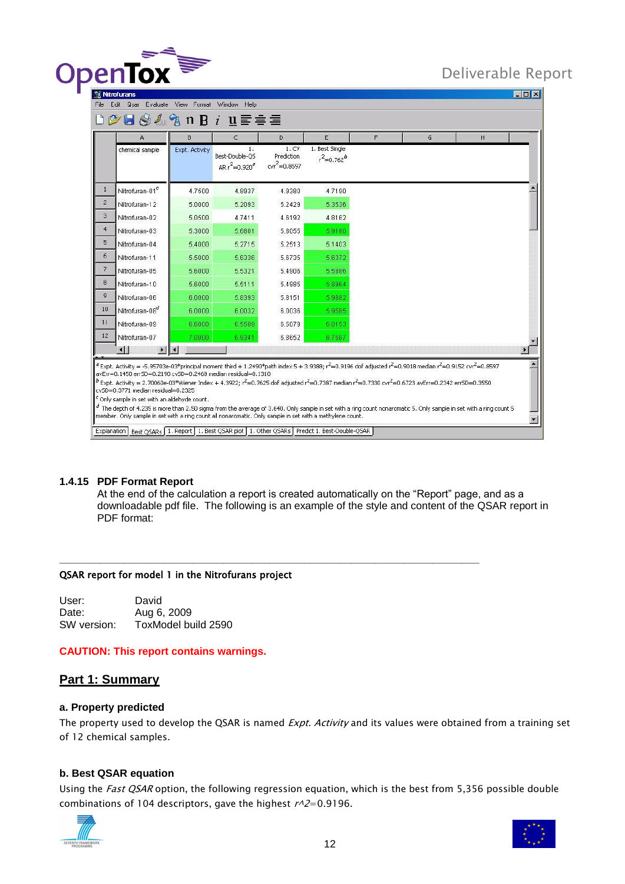| | chemical sample | Expt. Activity | 1. Best-Double-QS AR $r^2$=0.920[a] | 1. CV Prediction $cvr^2$=0.8597 | 1. Best Single $r^2$=0.762[b] | F | G | H |
|---|---|---|---|---|---|---|---|---|
| 1 | Nitrofuran-01[c] | 4.7500 | 4.8937 | 4.9380 | 4.7190 | | | |
| 2 | Nitrofuran-12 | 5.0000 | 5.2093 | 5.2429 | 5.3536 | | | |
| 3 | Nitrofuran-02 | 5.0500 | 4.7411 | 4.6192 | 4.8162 | | | |
| 4 | Nitrofuran-03 | 5.3000 | 5.6801 | 5.8055 | 5.9180 | | | |
| 5 | Nitrofuran-04 | 5.4000 | 5.2715 | 5.2513 | 5.1403 | | | |
| 6 | Nitrofuran-11 | 5.5000 | 5.6336 | 5.6735 | 5.6372 | | | |
| 7 | Nitrofuran-05 | 5.6000 | 5.5321 | 5.4906 | 5.5886 | | | |
| 8 | Nitrofuran-10 | 5.6000 | 5.5111 | 5.4985 | 5.8964 | | | |
| 9 | Nitrofuran-06 | 6.0000 | 5.8393 | 5.8151 | 5.9882 | | | |
| 10 | Nitrofuran-08[d] | 6.0000 | 6.0032 | 6.0036 | 5.9585 | | | |
| 11 | Nitrofuran-09 | 6.6000 | 6.5509 | 6.5079 | 6.0153 | | | |
| 12 | Nitrofuran-07 | 7.0000 | 6.9341 | 6.8652 | 6.7687 | | | |

[a] Expt. Activity = -5.95703e-03*principal moment third + 1.2490*path index 5 + 3.9389; $r^2$=0.9196 dof adjusted $r^2$=0.9018 median $r^2$=0.9152 $cvr^2$=0.8597 avErr=0.1450 errSD=0.2190 cvSD=0.2469 median residual=0.1310

[b] Expt. Activity = 2.70060e-03*Wiener Index + 4.3922; $r^2$=0.7625 dof adjusted $r^2$=0.7387 median $r^2$=0.7330 $cvr^2$=0.6723 avErr=0.2342 errSD=0.3550 cvSD=0.3771 median residual=0.2325

[c] Only sample in set with an aldehyde count.

[d] The depth of 4.235 is more than 2.50 sigma from the average of 3.640. Only sample in set with a ring count nonaromatic 5. Only sample in set with a ring count 5 member. Only sample in set with a ring count all nonaromatic. Only sample in set with a methylene count.

Explanation | Best QSARs | 1. Report | 1. Best QSAR plot | 1. Other QSARs | Predict 1. Best-Double-QSAR

### 1.4.15 PDF Format Report

At the end of the calculation a report is created automatically on the “Report” page, and as a downloadable pdf file. The following is an example of the style and content of the QSAR report in PDF format:

---

**QSAR report for model 1 in the Nitrofurans project**

User: David
Date: Aug 6, 2009
SW version: ToxModel build 2590

**CAUTION: This report contains warnings.**

## Part 1: Summary

**a. Property predicted**

The property used to develop the QSAR is named *Expt. Activity* and its values were obtained from a training set of 12 chemical samples.

**b. Best QSAR equation**

Using the *Fast QSAR* option, the following regression equation, which is the best from 5,356 possible double combinations of 104 descriptors, gave the highest *r^2*=0.9196.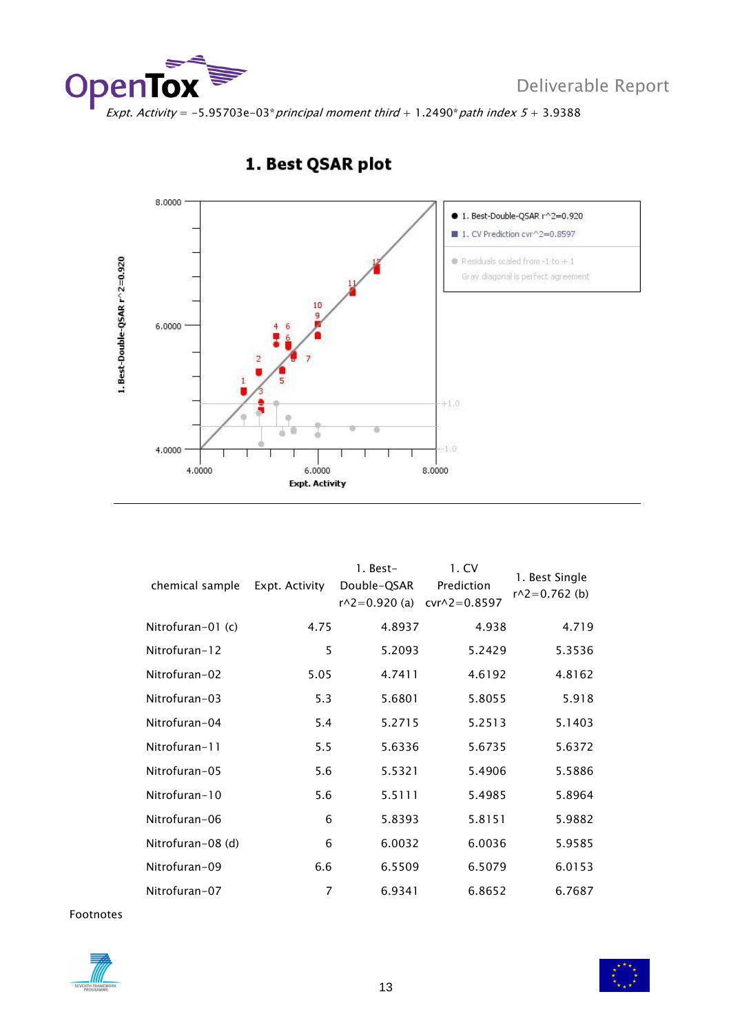*Expt. Activity* = −5.95703e-03\**principal moment third* + 1.2490\**path index 5* + 3.9388

## 1. Best QSAR plot

| chemical sample | Expt. Activity | 1. Best-Double-QSAR r^2=0.920 (a) | 1. CV Prediction cvr^2=0.8597 | 1. Best Single r^2=0.762 (b) |
|---|---|---|---|---|
| Nitrofuran-01 (c) | 4.75 | 4.8937 | 4.938 | 4.719 |
| Nitrofuran-12 | 5 | 5.2093 | 5.2429 | 5.3536 |
| Nitrofuran-02 | 5.05 | 4.7411 | 4.6192 | 4.8162 |
| Nitrofuran-03 | 5.3 | 5.6801 | 5.8055 | 5.918 |
| Nitrofuran-04 | 5.4 | 5.2715 | 5.2513 | 5.1403 |
| Nitrofuran-11 | 5.5 | 5.6336 | 5.6735 | 5.6372 |
| Nitrofuran-05 | 5.6 | 5.5321 | 5.4906 | 5.5886 |
| Nitrofuran-10 | 5.6 | 5.5111 | 5.4985 | 5.8964 |
| Nitrofuran-06 | 6 | 5.8393 | 5.8151 | 5.9882 |
| Nitrofuran-08 (d) | 6 | 6.0032 | 6.0036 | 5.9585 |
| Nitrofuran-09 | 6.6 | 6.5509 | 6.5079 | 6.0153 |
| Nitrofuran-07 | 7 | 6.9341 | 6.8652 | 6.7687 |

Footnotes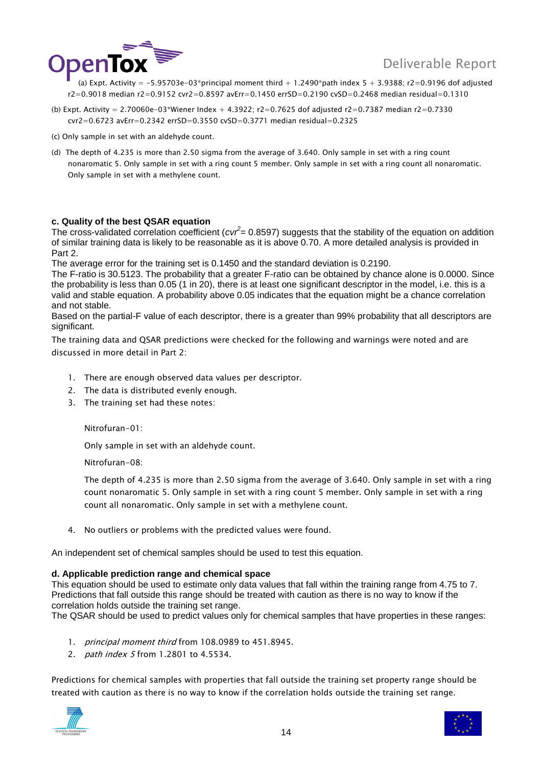(a) Expt. Activity = -5.95703e-03*principal moment third + 1.2490*path index 5 + 3.9388; r2=0.9196 dof adjusted r2=0.9018 median r2=0.9152 cvr2=0.8597 avErr=0.1450 errSD=0.2190 cvSD=0.2468 median residual=0.1310

(b) Expt. Activity = 2.70060e-03*Wiener Index + 4.3922; r2=0.7625 dof adjusted r2=0.7387 median r2=0.7330 cvr2=0.6723 avErr=0.2342 errSD=0.3550 cvSD=0.3771 median residual=0.2325

(c) Only sample in set with an aldehyde count.

(d) The depth of 4.235 is more than 2.50 sigma from the average of 3.640. Only sample in set with a ring count nonaromatic 5. Only sample in set with a ring count 5 member. Only sample in set with a ring count all nonaromatic. Only sample in set with a methylene count.

#### c. Quality of the best QSAR equation

The cross-validated correlation coefficient (*$cvr^2$*= 0.8597) suggests that the stability of the equation on addition of similar training data is likely to be reasonable as it is above 0.70. A more detailed analysis is provided in Part 2.

The average error for the training set is 0.1450 and the standard deviation is 0.2190.

The F-ratio is 30.5123. The probability that a greater F-ratio can be obtained by chance alone is 0.0000. Since the probability is less than 0.05 (1 in 20), there is at least one significant descriptor in the model, i.e. this is a valid and stable equation. A probability above 0.05 indicates that the equation might be a chance correlation and not stable.

Based on the partial-F value of each descriptor, there is a greater than 99% probability that all descriptors are significant.

The training data and QSAR predictions were checked for the following and warnings were noted and are discussed in more detail in Part 2:

1. There are enough observed data values per descriptor.
2. The data is distributed evenly enough.
3. The training set had these notes:

   Nitrofuran-01:

   Only sample in set with an aldehyde count.

   Nitrofuran-08:

   The depth of 4.235 is more than 2.50 sigma from the average of 3.640. Only sample in set with a ring count nonaromatic 5. Only sample in set with a ring count 5 member. Only sample in set with a ring count all nonaromatic. Only sample in set with a methylene count.

4. No outliers or problems with the predicted values were found.

An independent set of chemical samples should be used to test this equation.

#### d. Applicable prediction range and chemical space

This equation should be used to estimate only data values that fall within the training range from 4.75 to 7. Predictions that fall outside this range should be treated with caution as there is no way to know if the correlation holds outside the training set range.

The QSAR should be used to predict values only for chemical samples that have properties in these ranges:

1. *principal moment third* from 108.0989 to 451.8945.
2. *path index 5* from 1.2801 to 4.5534.

Predictions for chemical samples with properties that fall outside the training set property range should be treated with caution as there is no way to know if the correlation holds outside the training set range.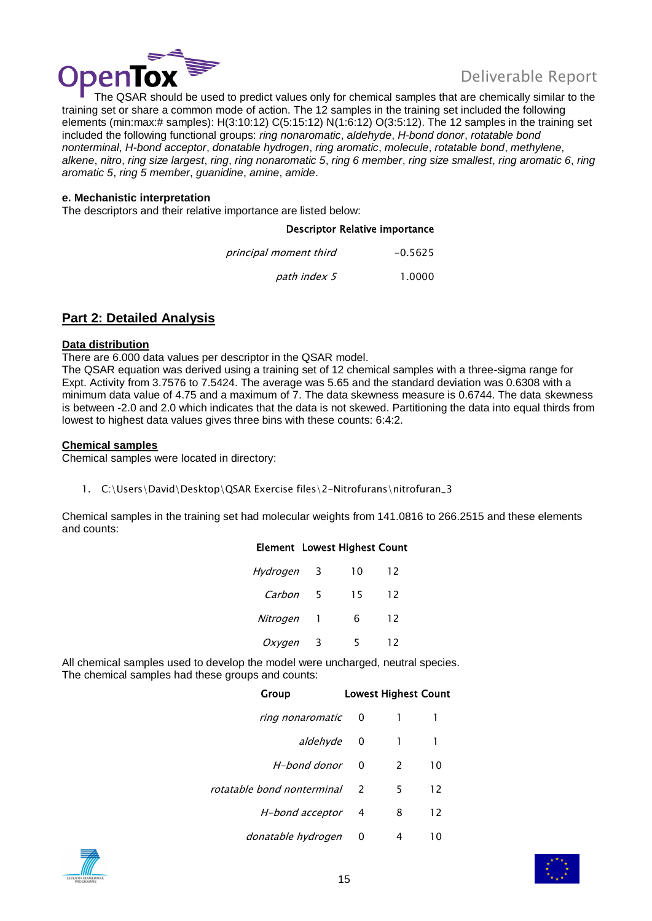The QSAR should be used to predict values only for chemical samples that are chemically similar to the training set or share a common mode of action. The 12 samples in the training set included the following elements (min:max:# samples): H(3:10:12) C(5:15:12) N(1:6:12) O(3:5:12). The 12 samples in the training set included the following functional groups: *ring nonaromatic*, *aldehyde*, *H-bond donor*, *rotatable bond nonterminal*, *H-bond acceptor*, *donatable hydrogen*, *ring aromatic*, *molecule*, *rotatable bond*, *methylene*, *alkene*, *nitro*, *ring size largest*, *ring*, *ring nonaromatic 5*, *ring 6 member*, *ring size smallest*, *ring aromatic 6*, *ring aromatic 5*, *ring 5 member*, *guanidine*, *amine*, *amide*.

**e. Mechanistic interpretation**

The descriptors and their relative importance are listed below:

| Descriptor | Relative importance |
|---|---|
| *principal moment third* | -0.5625 |
| *path index 5* | 1.0000 |

## Part 2: Detailed Analysis

**Data distribution**

There are 6.000 data values per descriptor in the QSAR model.

The QSAR equation was derived using a training set of 12 chemical samples with a three-sigma range for Expt. Activity from 3.7576 to 7.5424. The average was 5.65 and the standard deviation was 0.6308 with a minimum data value of 4.75 and a maximum of 7. The data skewness measure is 0.6744. The data skewness is between -2.0 and 2.0 which indicates that the data is not skewed. Partitioning the data into equal thirds from lowest to highest data values gives three bins with these counts: 6:4:2.

**Chemical samples**

Chemical samples were located in directory:

1. C:\Users\David\Desktop\QSAR Exercise files\2-Nitrofurans\nitrofuran_3

Chemical samples in the training set had molecular weights from 141.0816 to 266.2515 and these elements and counts:

| Element | Lowest | Highest | Count |
|---|---|---|---|
| *Hydrogen* | 3 | 10 | 12 |
| *Carbon* | 5 | 15 | 12 |
| *Nitrogen* | 1 | 6 | 12 |
| *Oxygen* | 3 | 5 | 12 |

All chemical samples used to develop the model were uncharged, neutral species.

The chemical samples had these groups and counts:

| Group | Lowest | Highest | Count |
|---|---|---|---|
| *ring nonaromatic* | 0 | 1 | 1 |
| *aldehyde* | 0 | 1 | 1 |
| *H-bond donor* | 0 | 2 | 10 |
| *rotatable bond nonterminal* | 2 | 5 | 12 |
| *H-bond acceptor* | 4 | 8 | 12 |
| *donatable hydrogen* | 0 | 4 | 10 |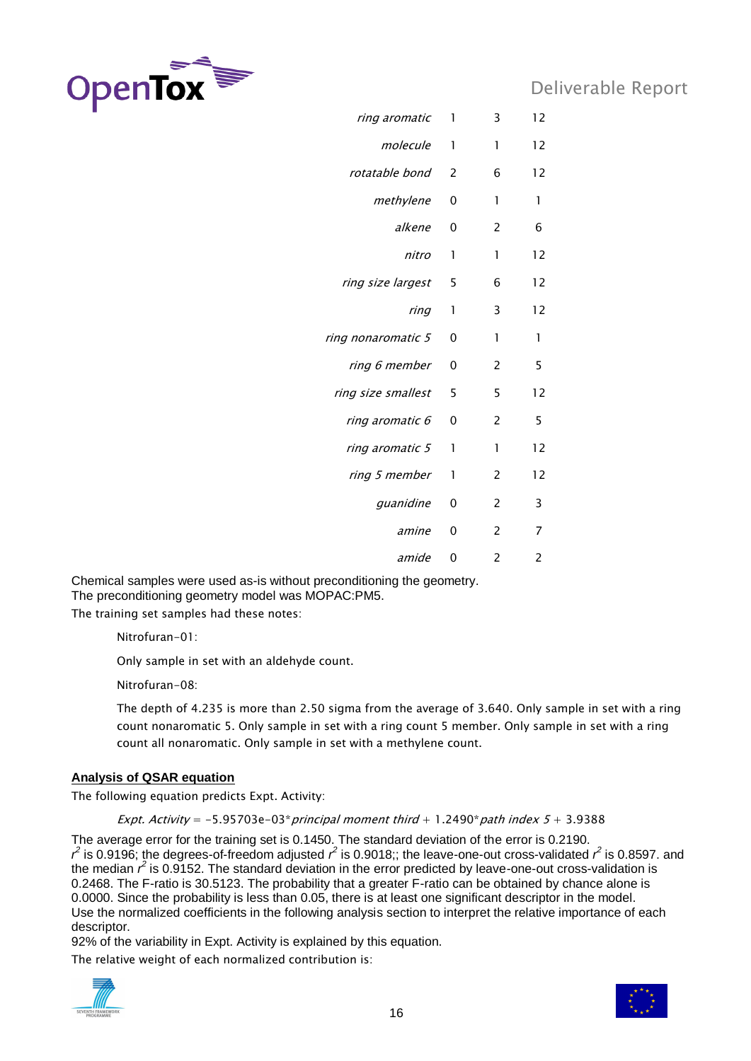| | | | |
|---|---|---|---|
| *ring aromatic* | 1 | 3 | 12 |
| *molecule* | 1 | 1 | 12 |
| *rotatable bond* | 2 | 6 | 12 |
| *methylene* | 0 | 1 | 1 |
| *alkene* | 0 | 2 | 6 |
| *nitro* | 1 | 1 | 12 |
| *ring size largest* | 5 | 6 | 12 |
| *ring* | 1 | 3 | 12 |
| *ring nonaromatic 5* | 0 | 1 | 1 |
| *ring 6 member* | 0 | 2 | 5 |
| *ring size smallest* | 5 | 5 | 12 |
| *ring aromatic 6* | 0 | 2 | 5 |
| *ring aromatic 5* | 1 | 1 | 12 |
| *ring 5 member* | 1 | 2 | 12 |
| *guanidine* | 0 | 2 | 3 |
| *amine* | 0 | 2 | 7 |
| *amide* | 0 | 2 | 2 |

Chemical samples were used as-is without preconditioning the geometry.
The preconditioning geometry model was MOPAC:PM5.
The training set samples had these notes:

> Nitrofuran-01:
>
> Only sample in set with an aldehyde count.
>
> Nitrofuran-08:
>
> The depth of 4.235 is more than 2.50 sigma from the average of 3.640. Only sample in set with a ring count nonaromatic 5. Only sample in set with a ring count 5 member. Only sample in set with a ring count all nonaromatic. Only sample in set with a methylene count.

**Analysis of QSAR equation**

The following equation predicts Expt. Activity:

*Expt. Activity* = -5.95703e-03\**principal moment third* + 1.2490\**path index 5* + 3.9388

The average error for the training set is 0.1450. The standard deviation of the error is 0.2190.
$r^2$ is 0.9196; the degrees-of-freedom adjusted $r^2$ is 0.9018;; the leave-one-out cross-validated $r^2$ is 0.8597. and the median $r^2$ is 0.9152. The standard deviation in the error predicted by leave-one-out cross-validation is 0.2468. The F-ratio is 30.5123. The probability that a greater F-ratio can be obtained by chance alone is 0.0000. Since the probability is less than 0.05, there is at least one significant descriptor in the model.
Use the normalized coefficients in the following analysis section to interpret the relative importance of each descriptor.
92% of the variability in Expt. Activity is explained by this equation.
The relative weight of each normalized contribution is: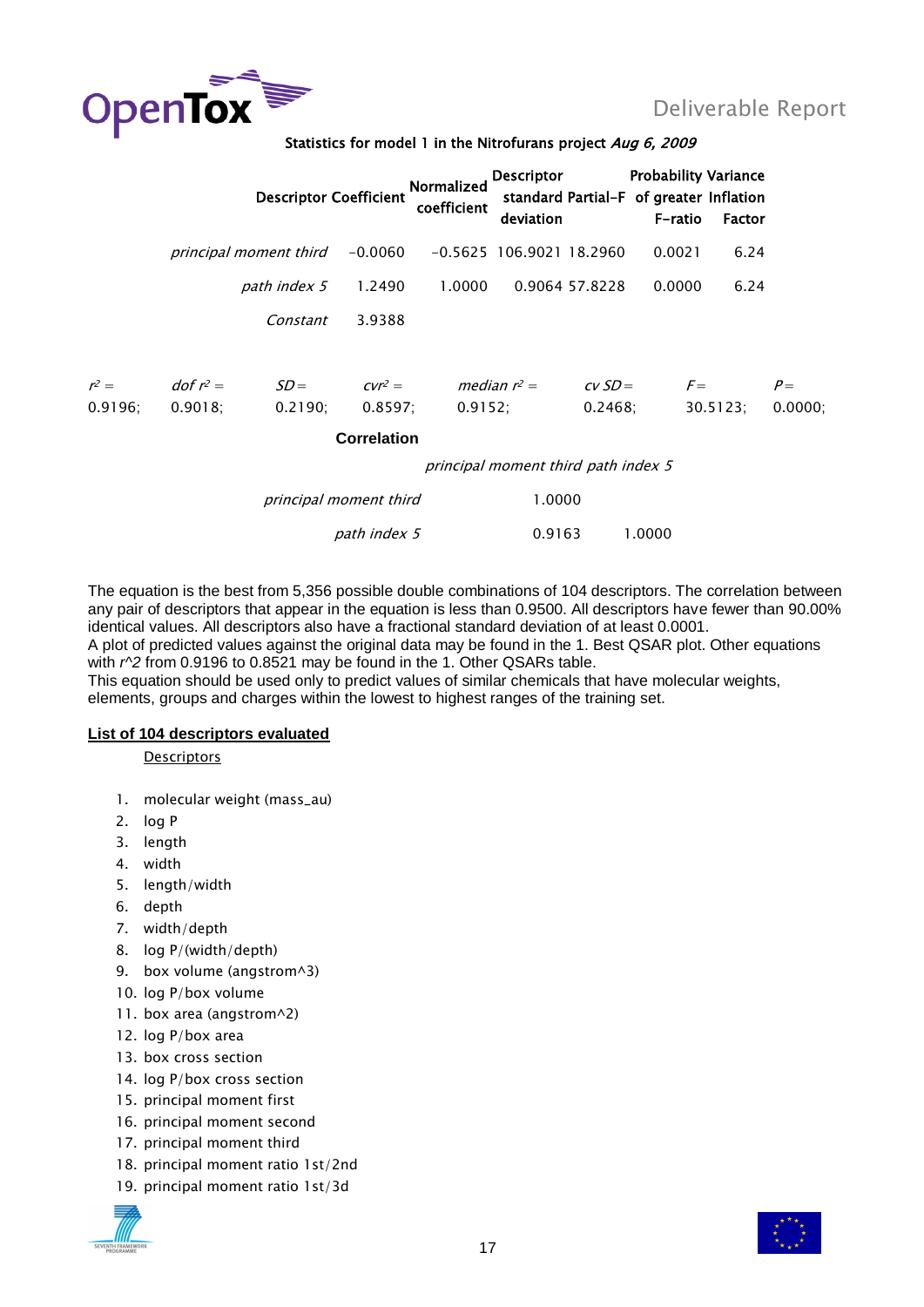Statistics for model 1 in the Nitrofurans project *Aug 6, 2009*

| Descriptor | Coefficient | Normalized coefficient | Descriptor standard deviation | Partial-F | Probability of greater F-ratio | Variance Inflation Factor |
|---|---|---|---|---|---|---|
| *principal moment third* | -0.0060 | -0.5625 | 106.9021 | 18.2960 | 0.0021 | 6.24 |
| *path index 5* | 1.2490 | 1.0000 | 0.9064 | 57.8228 | 0.0000 | 6.24 |
| *Constant* | 3.9388 | | | | | |

| $r^2 =$ | *dof* $r^2 =$ | $SD =$ | $cvr^2 =$ | *median* $r^2 =$ | *cv* $SD =$ | $F =$ | $P =$ |
|---|---|---|---|---|---|---|---|
| 0.9196; | 0.9018; | 0.2190; | 0.8597; | 0.9152; | 0.2468; | 30.5123; | 0.0000; |

**Correlation**

| | *principal moment third* | *path index 5* |
|---|---|---|
| *principal moment third* | 1.0000 | |
| *path index 5* | 0.9163 | 1.0000 |

The equation is the best from 5,356 possible double combinations of 104 descriptors. The correlation between any pair of descriptors that appear in the equation is less than 0.9500. All descriptors have fewer than 90.00% identical values. All descriptors also have a fractional standard deviation of at least 0.0001.
A plot of predicted values against the original data may be found in the 1. Best QSAR plot. Other equations with *r^2* from 0.9196 to 0.8521 may be found in the 1. Other QSARs table.
This equation should be used only to predict values of similar chemicals that have molecular weights, elements, groups and charges within the lowest to highest ranges of the training set.

**List of 104 descriptors evaluated**

Descriptors

1. molecular weight (mass_au)
2. log P
3. length
4. width
5. length/width
6. depth
7. width/depth
8. log P/(width/depth)
9. box volume (angstrom^3)
10. log P/box volume
11. box area (angstrom^2)
12. log P/box area
13. box cross section
14. log P/box cross section
15. principal moment first
16. principal moment second
17. principal moment third
18. principal moment ratio 1st/2nd
19. principal moment ratio 1st/3d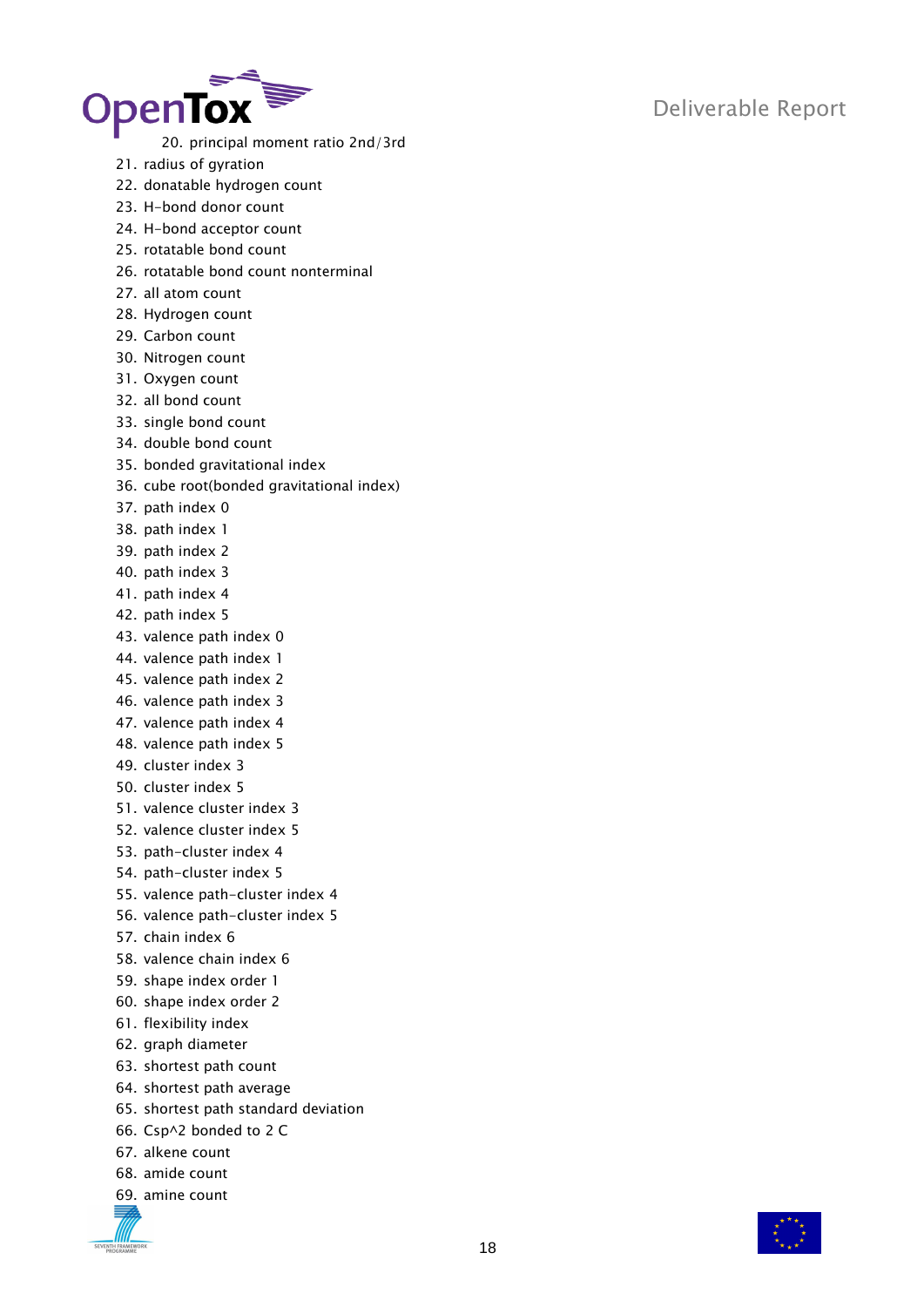20. principal moment ratio 2nd/3rd
21. radius of gyration
22. donatable hydrogen count
23. H-bond donor count
24. H-bond acceptor count
25. rotatable bond count
26. rotatable bond count nonterminal
27. all atom count
28. Hydrogen count
29. Carbon count
30. Nitrogen count
31. Oxygen count
32. all bond count
33. single bond count
34. double bond count
35. bonded gravitational index
36. cube root(bonded gravitational index)
37. path index 0
38. path index 1
39. path index 2
40. path index 3
41. path index 4
42. path index 5
43. valence path index 0
44. valence path index 1
45. valence path index 2
46. valence path index 3
47. valence path index 4
48. valence path index 5
49. cluster index 3
50. cluster index 5
51. valence cluster index 3
52. valence cluster index 5
53. path-cluster index 4
54. path-cluster index 5
55. valence path-cluster index 4
56. valence path-cluster index 5
57. chain index 6
58. valence chain index 6
59. shape index order 1
60. shape index order 2
61. flexibility index
62. graph diameter
63. shortest path count
64. shortest path average
65. shortest path standard deviation
66. Csp^2 bonded to 2 C
67. alkene count
68. amide count
69. amine count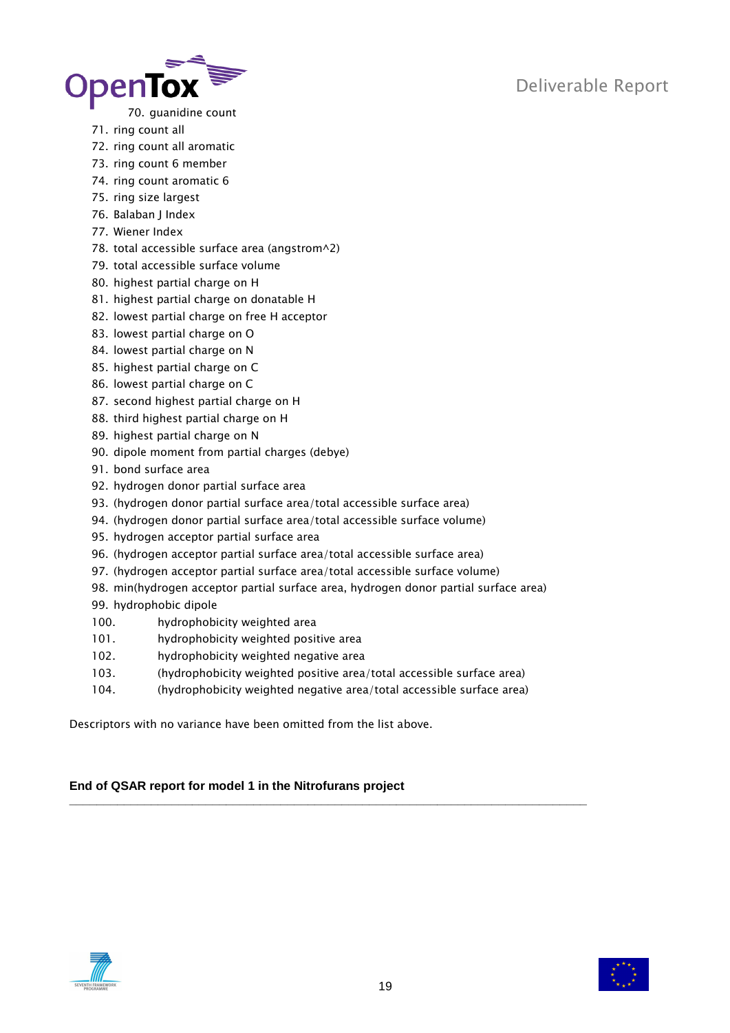70. guanidine count
71. ring count all
72. ring count all aromatic
73. ring count 6 member
74. ring count aromatic 6
75. ring size largest
76. Balaban J Index
77. Wiener Index
78. total accessible surface area (angstrom^2)
79. total accessible surface volume
80. highest partial charge on H
81. highest partial charge on donatable H
82. lowest partial charge on free H acceptor
83. lowest partial charge on O
84. lowest partial charge on N
85. highest partial charge on C
86. lowest partial charge on C
87. second highest partial charge on H
88. third highest partial charge on H
89. highest partial charge on N
90. dipole moment from partial charges (debye)
91. bond surface area
92. hydrogen donor partial surface area
93. (hydrogen donor partial surface area/total accessible surface area)
94. (hydrogen donor partial surface area/total accessible surface volume)
95. hydrogen acceptor partial surface area
96. (hydrogen acceptor partial surface area/total accessible surface area)
97. (hydrogen acceptor partial surface area/total accessible surface volume)
98. min(hydrogen acceptor partial surface area, hydrogen donor partial surface area)
99. hydrophobic dipole
100. hydrophobicity weighted area
101. hydrophobicity weighted positive area
102. hydrophobicity weighted negative area
103. (hydrophobicity weighted positive area/total accessible surface area)
104. (hydrophobicity weighted negative area/total accessible surface area)

Descriptors with no variance have been omitted from the list above.

**End of QSAR report for model 1 in the Nitrofurans project**

---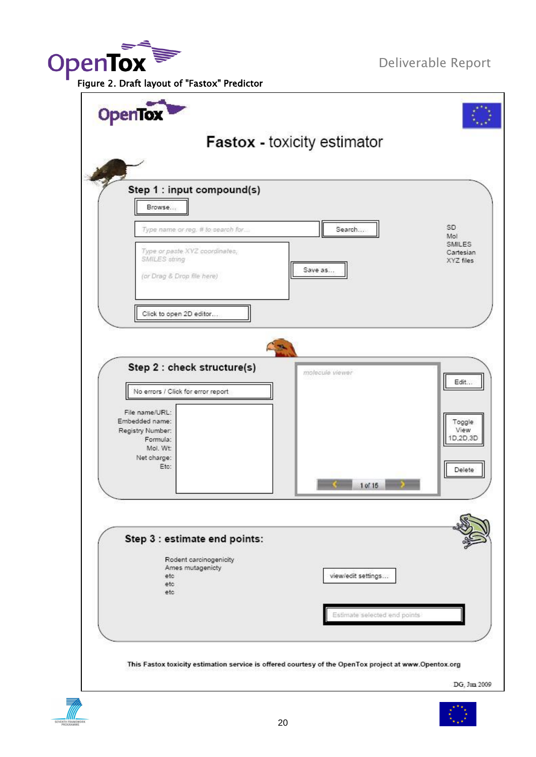Figure 2. Draft layout of "Fastox" Predictor

# Fastox - toxicity estimator

## Step 1 : input compound(s)

Browse...

*Type name or reg. # to search for...* Search...

*Type or paste XYZ coordinates, SMILES string*

*(or Drag & Drop file here)*

Save as...

SD
Mol
SMILES
Cartesian
XYZ files

Click to open 2D editor...

## Step 2 : check structure(s)

No errors / Click for error report

File name/URL:
Embedded name:
Registry Number:
Formula:
Mol. Wt:
Net charge:
Etc:

*molecule viewer*

1 of 15

Edit...

Toggle View 1D,2D,3D

Delete

## Step 3 : estimate end points:

Rodent carcinogenicity
Ames mutagenicty
etc
etc
etc

view/edit settings...

Estimate selected end points

This Fastox toxicity estimation service is offered courtesy of the OpenTox project at www.Opentox.org

DG, Jun 2009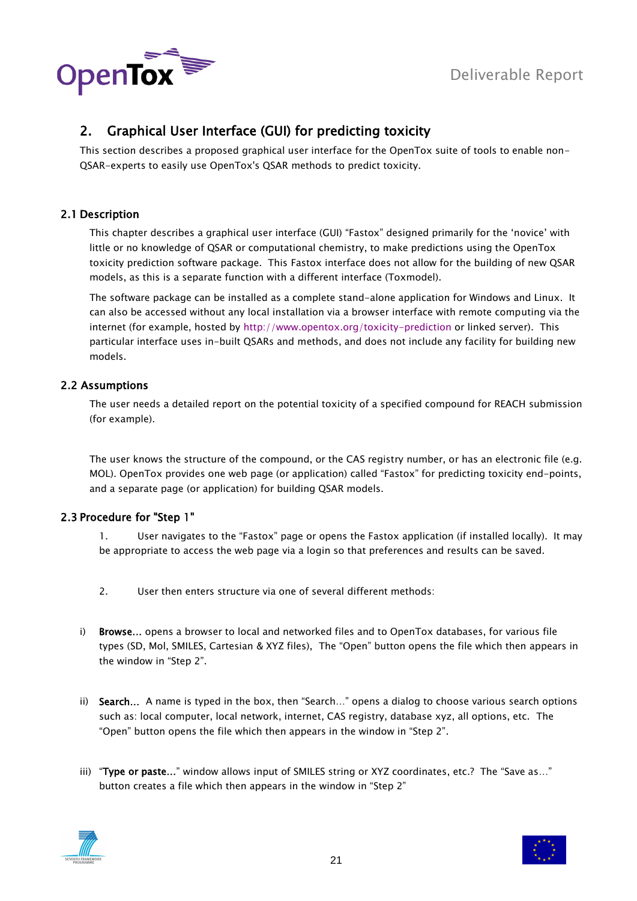## 2. Graphical User Interface (GUI) for predicting toxicity

This section describes a proposed graphical user interface for the OpenTox suite of tools to enable non-QSAR-experts to easily use OpenTox's QSAR methods to predict toxicity.

### 2.1 Description

This chapter describes a graphical user interface (GUI) "Fastox" designed primarily for the 'novice' with little or no knowledge of QSAR or computational chemistry, to make predictions using the OpenTox toxicity prediction software package. This Fastox interface does not allow for the building of new QSAR models, as this is a separate function with a different interface (Toxmodel).

The software package can be installed as a complete stand-alone application for Windows and Linux. It can also be accessed without any local installation via a browser interface with remote computing via the internet (for example, hosted by http://www.opentox.org/toxicity-prediction or linked server). This particular interface uses in-built QSARs and methods, and does not include any facility for building new models.

### 2.2 Assumptions

The user needs a detailed report on the potential toxicity of a specified compound for REACH submission (for example).

The user knows the structure of the compound, or the CAS registry number, or has an electronic file (e.g. MOL). OpenTox provides one web page (or application) called "Fastox" for predicting toxicity end-points, and a separate page (or application) for building QSAR models.

### 2.3 Procedure for "Step 1"

1. User navigates to the "Fastox" page or opens the Fastox application (if installed locally). It may be appropriate to access the web page via a login so that preferences and results can be saved.

2. User then enters structure via one of several different methods:

i) **Browse...** opens a browser to local and networked files and to OpenTox databases, for various file types (SD, Mol, SMILES, Cartesian & XYZ files), The "Open" button opens the file which then appears in the window in "Step 2".

ii) **Search...** A name is typed in the box, then "Search..." opens a dialog to choose various search options such as: local computer, local network, internet, CAS registry, database xyz, all options, etc. The "Open" button opens the file which then appears in the window in "Step 2".

iii) "**Type or paste...**" window allows input of SMILES string or XYZ coordinates, etc.? The "Save as..." button creates a file which then appears in the window in "Step 2"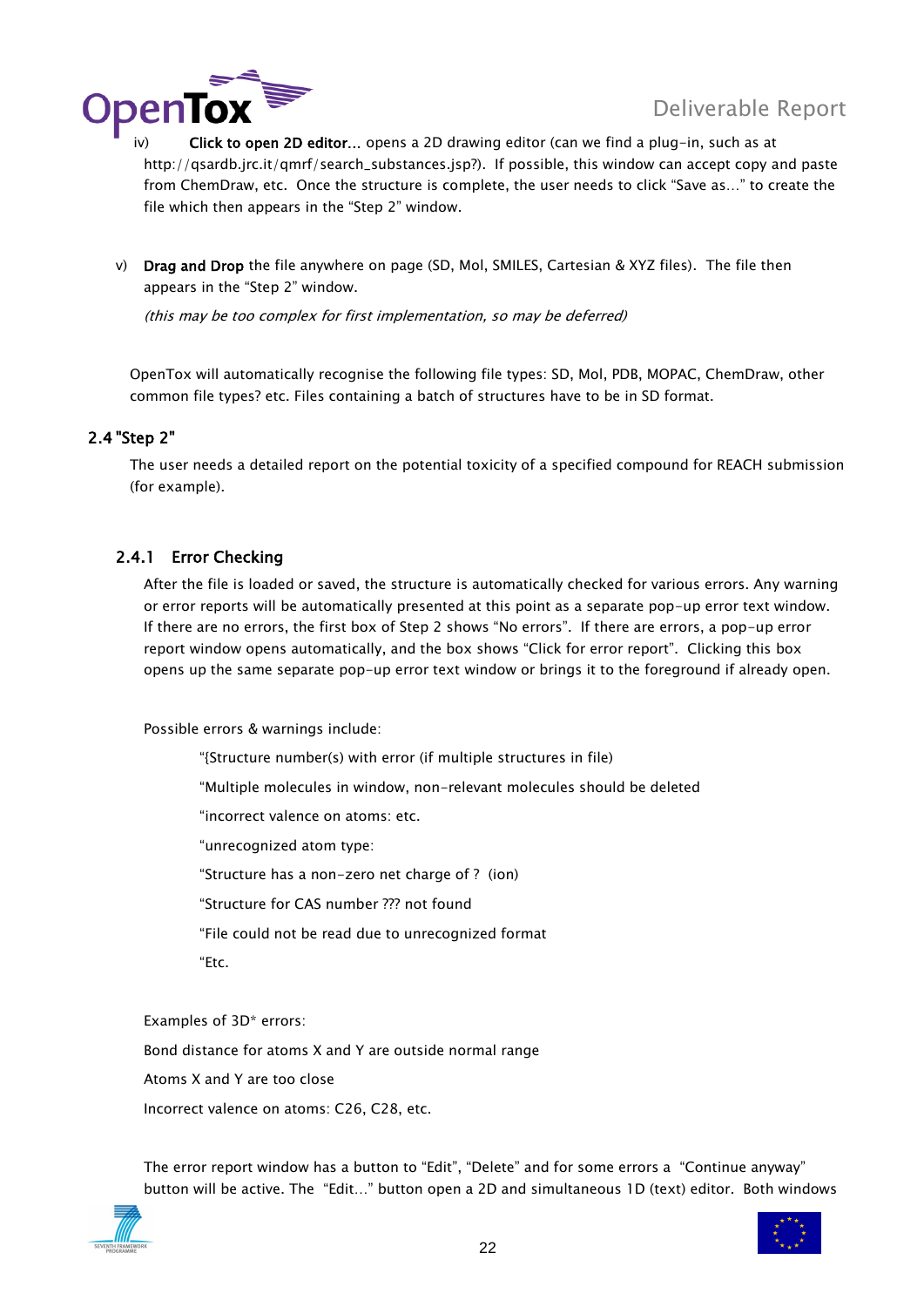iv) **Click to open 2D editor…** opens a 2D drawing editor (can we find a plug-in, such as at http://qsardb.jrc.it/qmrf/search_substances.jsp?). If possible, this window can accept copy and paste from ChemDraw, etc. Once the structure is complete, the user needs to click "Save as…" to create the file which then appears in the "Step 2" window.

v) **Drag and Drop** the file anywhere on page (SD, Mol, SMILES, Cartesian & XYZ files). The file then appears in the "Step 2" window.

*(this may be too complex for first implementation, so may be deferred)*

OpenTox will automatically recognise the following file types: SD, Mol, PDB, MOPAC, ChemDraw, other common file types? etc. Files containing a batch of structures have to be in SD format.

## 2.4 "Step 2"

The user needs a detailed report on the potential toxicity of a specified compound for REACH submission (for example).

### 2.4.1 Error Checking

After the file is loaded or saved, the structure is automatically checked for various errors. Any warning or error reports will be automatically presented at this point as a separate pop-up error text window. If there are no errors, the first box of Step 2 shows "No errors". If there are errors, a pop-up error report window opens automatically, and the box shows "Click for error report". Clicking this box opens up the same separate pop-up error text window or brings it to the foreground if already open.

Possible errors & warnings include:

"{Structure number(s) with error (if multiple structures in file)

"Multiple molecules in window, non-relevant molecules should be deleted

"incorrect valence on atoms: etc.

"unrecognized atom type:

"Structure has a non-zero net charge of ? (ion)

"Structure for CAS number ??? not found

"File could not be read due to unrecognized format

"Etc.

Examples of 3D* errors:

Bond distance for atoms X and Y are outside normal range

Atoms X and Y are too close

Incorrect valence on atoms: C26, C28, etc.

The error report window has a button to "Edit", "Delete" and for some errors a "Continue anyway" button will be active. The "Edit…" button open a 2D and simultaneous 1D (text) editor. Both windows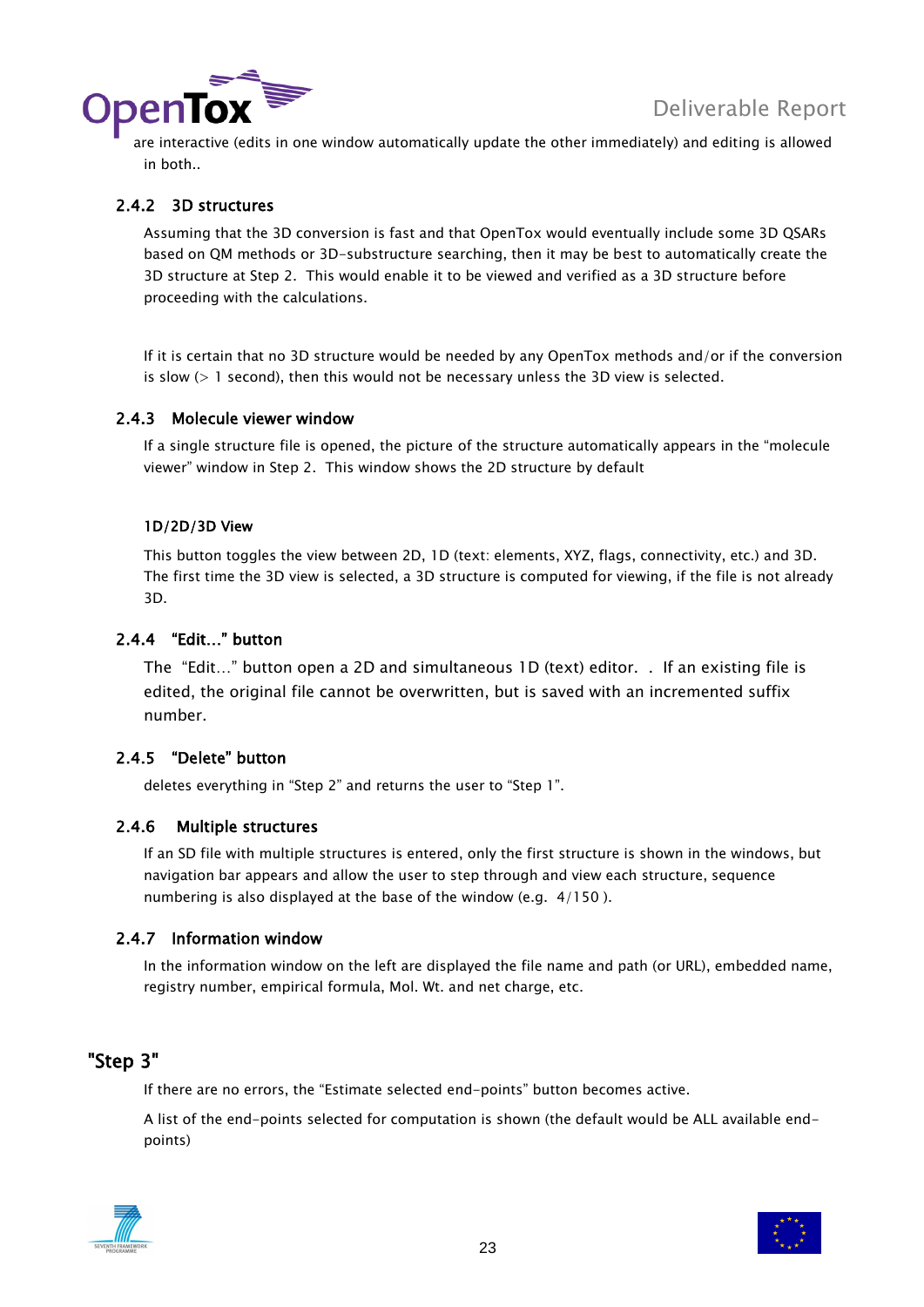are interactive (edits in one window automatically update the other immediately) and editing is allowed in both..

### 2.4.2 3D structures

Assuming that the 3D conversion is fast and that OpenTox would eventually include some 3D QSARs based on QM methods or 3D-substructure searching, then it may be best to automatically create the 3D structure at Step 2. This would enable it to be viewed and verified as a 3D structure before proceeding with the calculations.

If it is certain that no 3D structure would be needed by any OpenTox methods and/or if the conversion is slow (> 1 second), then this would not be necessary unless the 3D view is selected.

### 2.4.3 Molecule viewer window

If a single structure file is opened, the picture of the structure automatically appears in the "molecule viewer" window in Step 2. This window shows the 2D structure by default

#### 1D/2D/3D View

This button toggles the view between 2D, 1D (text: elements, XYZ, flags, connectivity, etc.) and 3D. The first time the 3D view is selected, a 3D structure is computed for viewing, if the file is not already 3D.

### 2.4.4 "Edit…" button

The "Edit…" button open a 2D and simultaneous 1D (text) editor. . If an existing file is edited, the original file cannot be overwritten, but is saved with an incremented suffix number.

### 2.4.5 "Delete" button

deletes everything in "Step 2" and returns the user to "Step 1".

### 2.4.6 Multiple structures

If an SD file with multiple structures is entered, only the first structure is shown in the windows, but navigation bar appears and allow the user to step through and view each structure, sequence numbering is also displayed at the base of the window (e.g. 4/150 ).

### 2.4.7 Information window

In the information window on the left are displayed the file name and path (or URL), embedded name, registry number, empirical formula, Mol. Wt. and net charge, etc.

## "Step 3"

If there are no errors, the "Estimate selected end-points" button becomes active.

A list of the end-points selected for computation is shown (the default would be ALL available end-points)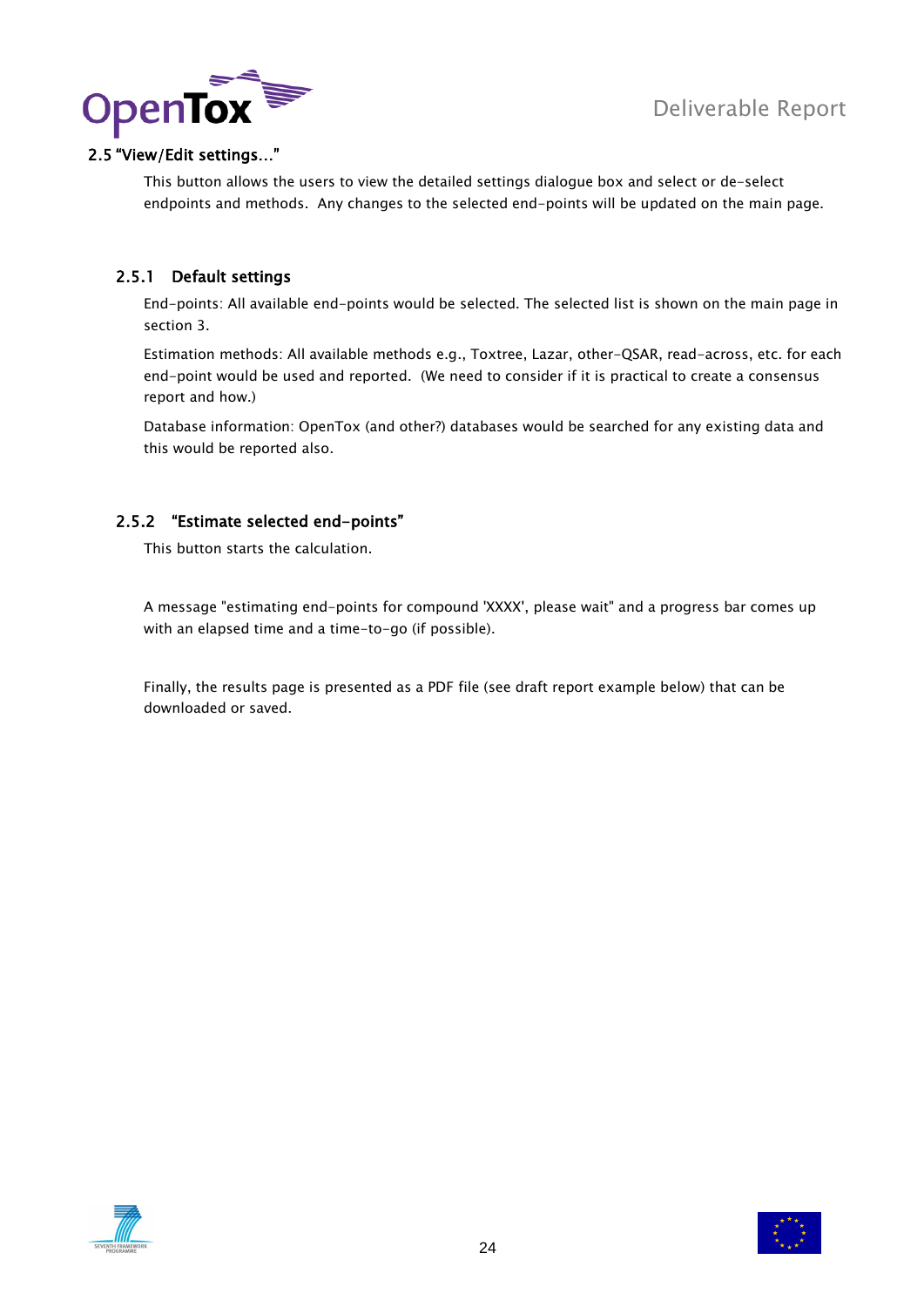## 2.5 "View/Edit settings…"

This button allows the users to view the detailed settings dialogue box and select or de-select endpoints and methods. Any changes to the selected end-points will be updated on the main page.

### 2.5.1 Default settings

End-points: All available end-points would be selected. The selected list is shown on the main page in section 3.

Estimation methods: All available methods e.g., Toxtree, Lazar, other-QSAR, read-across, etc. for each end-point would be used and reported. (We need to consider if it is practical to create a consensus report and how.)

Database information: OpenTox (and other?) databases would be searched for any existing data and this would be reported also.

### 2.5.2 "Estimate selected end-points"

This button starts the calculation.

A message "estimating end-points for compound 'XXXX', please wait" and a progress bar comes up with an elapsed time and a time-to-go (if possible).

Finally, the results page is presented as a PDF file (see draft report example below) that can be downloaded or saved.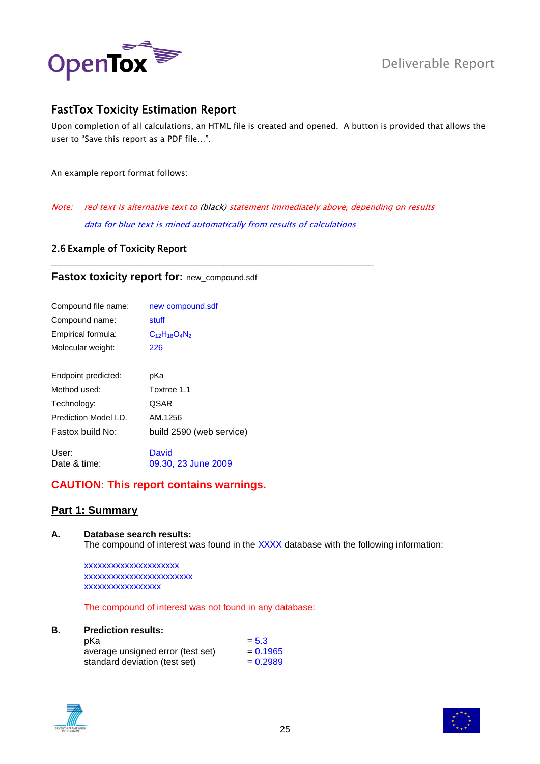## FastTox Toxicity Estimation Report

Upon completion of all calculations, an HTML file is created and opened. A button is provided that allows the user to "Save this report as a PDF file…".

An example report format follows:

*Note: red text is alternative text to (black) statement immediately above, depending on results*

*data for blue text is mined automatically from results of calculations*

### 2.6 Example of Toxicity Report

---

**Fastox toxicity report for:** new_compound.sdf

| | |
|---|---|
| Compound file name: | new compound.sdf |
| Compound name: | stuff |
| Empirical formula: | $C_{12}H_{18}O_4N_2$ |
| Molecular weight: | 226 |
| | |
| Endpoint predicted: | pKa |
| Method used: | Toxtree 1.1 |
| Technology: | QSAR |
| Prediction Model I.D. | AM.1256 |
| Fastox build No: | build 2590 (web service) |
| | |
| User: | David |
| Date & time: | 09.30, 23 June 2009 |

**CAUTION: This report contains warnings.**

**Part 1: Summary**

**A. Database search results:**
The compound of interest was found in the XXXX database with the following information:

xxxxxxxxxxxxxxxxxxxxx
xxxxxxxxxxxxxxxxxxxxxxxx
xxxxxxxxxxxxxxxxx

The compound of interest was not found in any database:

**B. Prediction results:**

| | |
|---|---|
| pKa | = 5.3 |
| average unsigned error (test set) | = 0.1965 |
| standard deviation (test set) | = 0.2989 |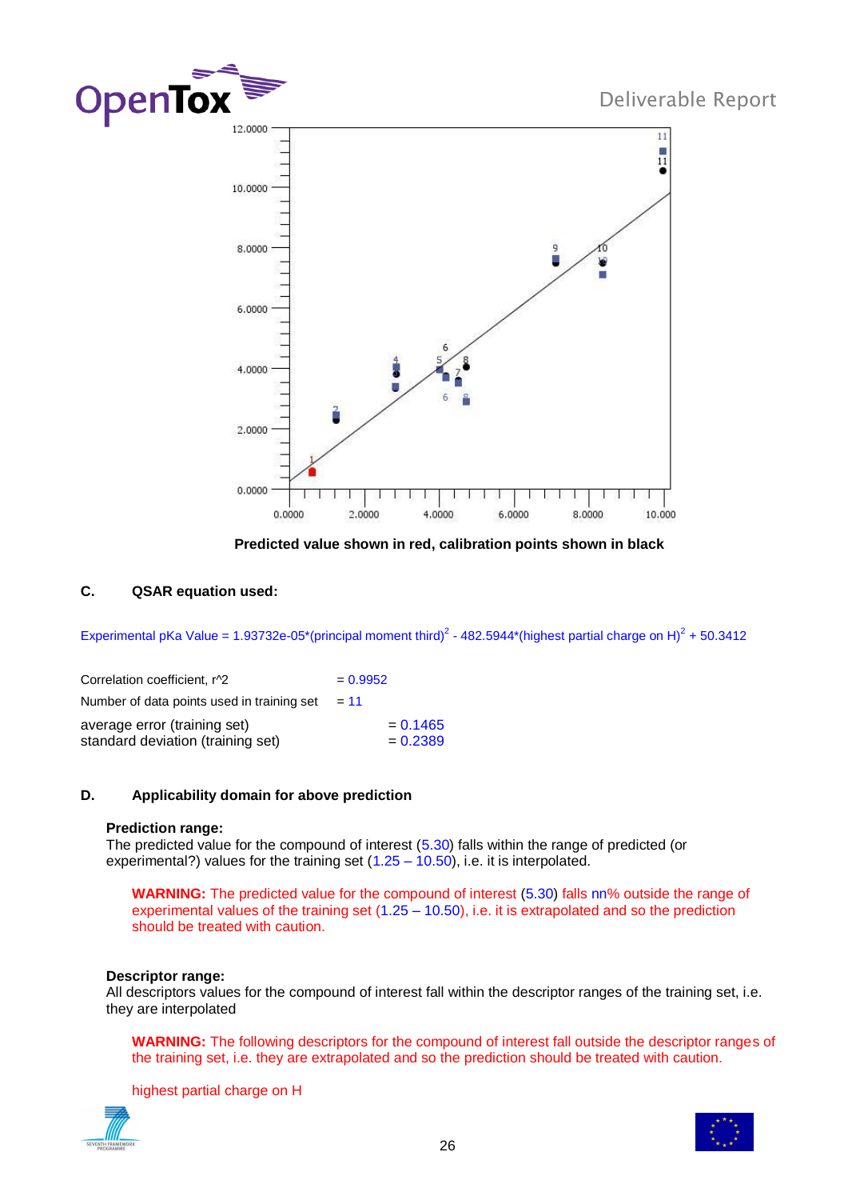Predicted value shown in red, calibration points shown in black

### C. QSAR equation used:

Experimental pKa Value = 1.93732e-05*(principal moment third)$^2$ - 482.5944*(highest partial charge on H)$^2$ + 50.3412

Correlation coefficient, r^2 = 0.9952
Number of data points used in training set = 11

average error (training set) = 0.1465
standard deviation (training set) = 0.2389

### D. Applicability domain for above prediction

**Prediction range:**
The predicted value for the compound of interest (5.30) falls within the range of predicted (or experimental?) values for the training set (1.25 – 10.50), i.e. it is interpolated.

> **WARNING:** The predicted value for the compound of interest (5.30) falls nn% outside the range of experimental values of the training set (1.25 – 10.50), i.e. it is extrapolated and so the prediction should be treated with caution.

**Descriptor range:**
All descriptors values for the compound of interest fall within the descriptor ranges of the training set, i.e. they are interpolated

> **WARNING:** The following descriptors for the compound of interest fall outside the descriptor ranges of the training set, i.e. they are extrapolated and so the prediction should be treated with caution.
>
> highest partial charge on H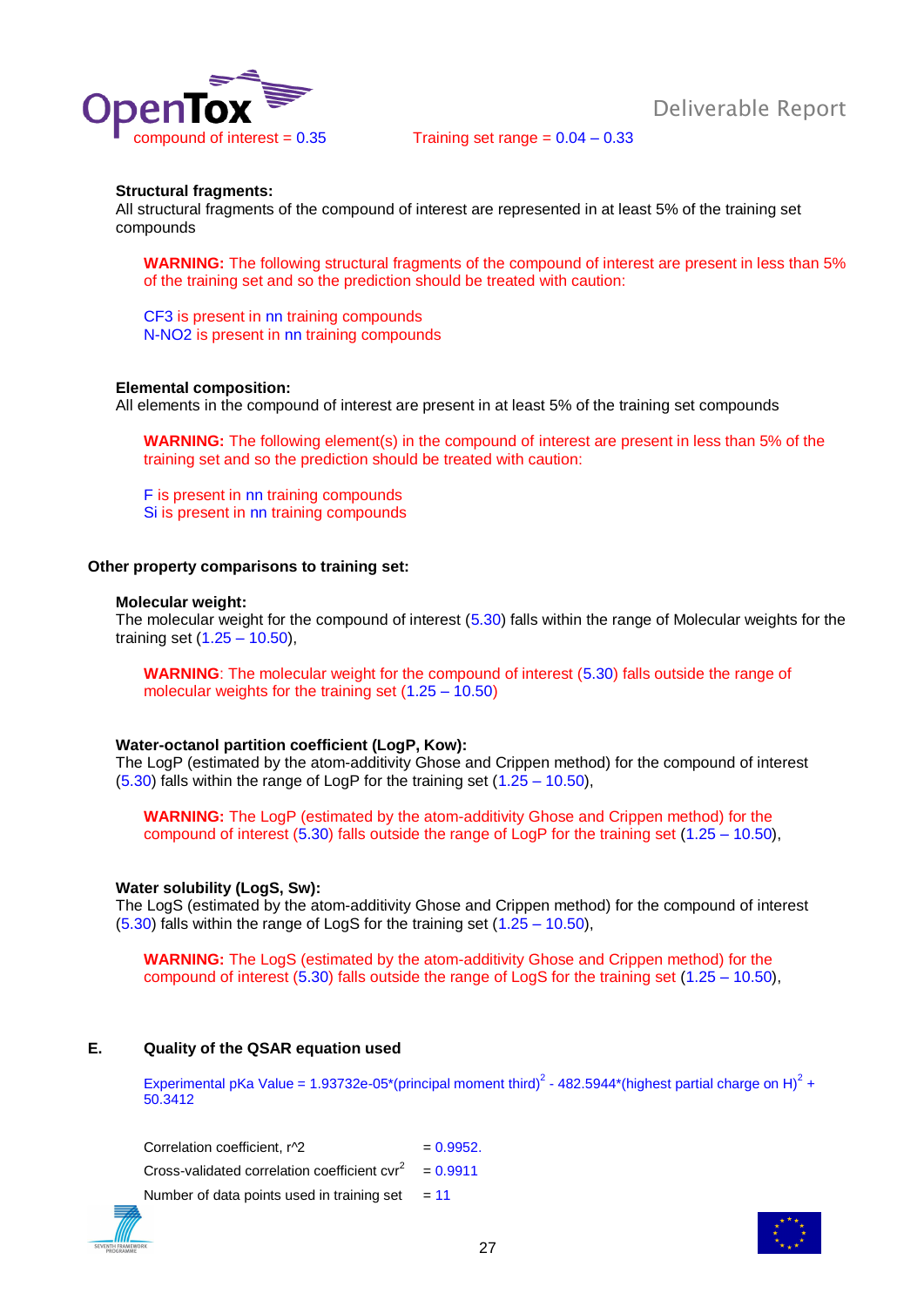compound of interest = 0.35 Training set range = 0.04 – 0.33

**Structural fragments:**
All structural fragments of the compound of interest are represented in at least 5% of the training set compounds

**WARNING:** The following structural fragments of the compound of interest are present in less than 5% of the training set and so the prediction should be treated with caution:

CF3 is present in nn training compounds
N-NO2 is present in nn training compounds

**Elemental composition:**
All elements in the compound of interest are present in at least 5% of the training set compounds

**WARNING:** The following element(s) in the compound of interest are present in less than 5% of the training set and so the prediction should be treated with caution:

F is present in nn training compounds
Si is present in nn training compounds

**Other property comparisons to training set:**

**Molecular weight:**
The molecular weight for the compound of interest (5.30) falls within the range of Molecular weights for the training set (1.25 – 10.50),

**WARNING**: The molecular weight for the compound of interest (5.30) falls outside the range of molecular weights for the training set (1.25 – 10.50)

**Water-octanol partition coefficient (LogP, Kow):**
The LogP (estimated by the atom-additivity Ghose and Crippen method) for the compound of interest (5.30) falls within the range of LogP for the training set (1.25 – 10.50),

**WARNING:** The LogP (estimated by the atom-additivity Ghose and Crippen method) for the compound of interest (5.30) falls outside the range of LogP for the training set (1.25 – 10.50),

**Water solubility (LogS, Sw):**
The LogS (estimated by the atom-additivity Ghose and Crippen method) for the compound of interest (5.30) falls within the range of LogS for the training set (1.25 – 10.50),

**WARNING:** The LogS (estimated by the atom-additivity Ghose and Crippen method) for the compound of interest (5.30) falls outside the range of LogS for the training set (1.25 – 10.50),

## E. Quality of the QSAR equation used

Experimental pKa Value = 1.93732e-05*(principal moment third)$^2$ - 482.5944*(highest partial charge on H)$^2$ + 50.3412

| | |
|---|---|
| Correlation coefficient, r^2 | = 0.9952. |
| Cross-validated correlation coefficient cvr$^2$ | = 0.9911 |
| Number of data points used in training set | = 11 |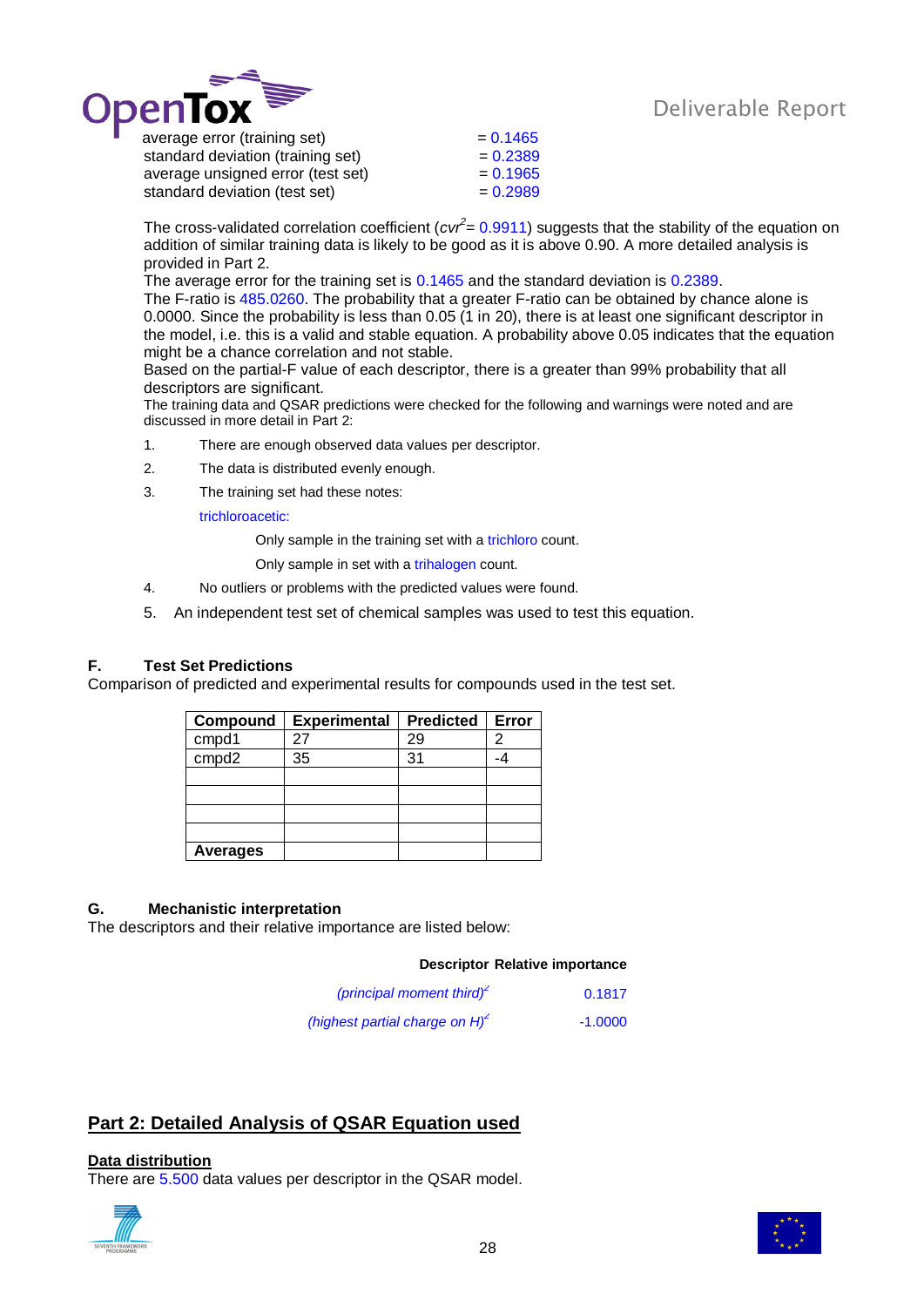| | |
|---|---|
| average error (training set) | = 0.1465 |
| standard deviation (training set) | = 0.2389 |
| average unsigned error (test set) | = 0.1965 |
| standard deviation (test set) | = 0.2989 |

The cross-validated correlation coefficient ($cvr^2$= 0.9911) suggests that the stability of the equation on addition of similar training data is likely to be good as it is above 0.90. A more detailed analysis is provided in Part 2.

The average error for the training set is 0.1465 and the standard deviation is 0.2389.

The F-ratio is 485.0260. The probability that a greater F-ratio can be obtained by chance alone is 0.0000. Since the probability is less than 0.05 (1 in 20), there is at least one significant descriptor in the model, i.e. this is a valid and stable equation. A probability above 0.05 indicates that the equation might be a chance correlation and not stable.

Based on the partial-F value of each descriptor, there is a greater than 99% probability that all descriptors are significant.

The training data and QSAR predictions were checked for the following and warnings were noted and are discussed in more detail in Part 2:

1. There are enough observed data values per descriptor.
2. The data is distributed evenly enough.
3. The training set had these notes:

   trichloroacetic:

   Only sample in the training set with a trichloro count.

   Only sample in set with a trihalogen count.
4. No outliers or problems with the predicted values were found.
5. An independent test set of chemical samples was used to test this equation.

### F. Test Set Predictions

Comparison of predicted and experimental results for compounds used in the test set.

| Compound | Experimental | Predicted | Error |
|---|---|---|---|
| cmpd1 | 27 | 29 | 2 |
| cmpd2 | 35 | 31 | -4 |
| | | | |
| | | | |
| | | | |
| | | | |
| **Averages** | | | |

### G. Mechanistic interpretation

The descriptors and their relative importance are listed below:

| Descriptor | Relative importance |
|---|---|
| *(principal moment third)$^2$* | 0.1817 |
| *(highest partial charge on H)$^2$* | -1.0000 |

## Part 2: Detailed Analysis of QSAR Equation used

### Data distribution

There are 5.500 data values per descriptor in the QSAR model.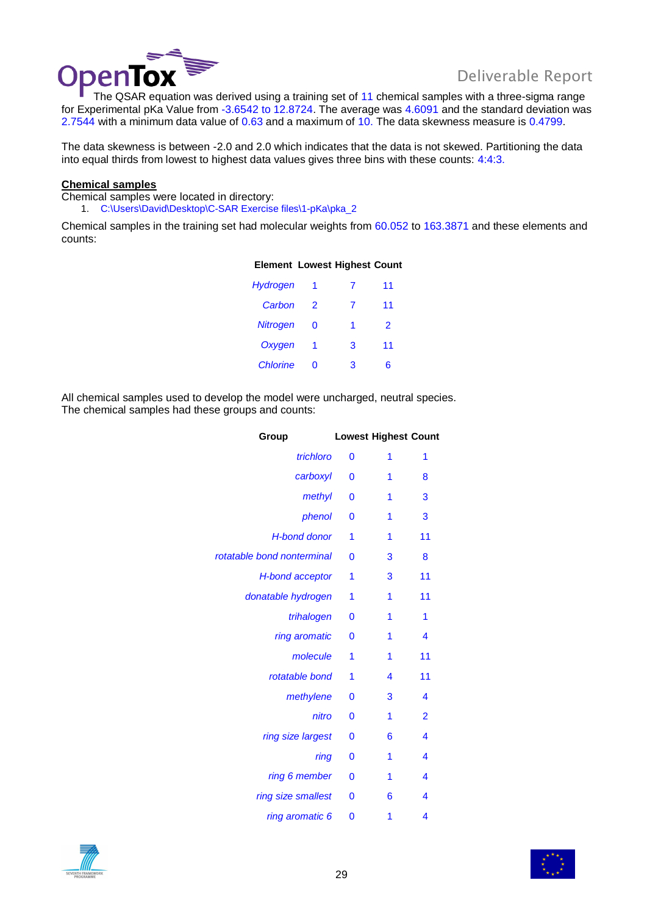The QSAR equation was derived using a training set of 11 chemical samples with a three-sigma range for Experimental pKa Value from -3.6542 to 12.8724. The average was 4.6091 and the standard deviation was 2.7544 with a minimum data value of 0.63 and a maximum of 10. The data skewness measure is 0.4799.

The data skewness is between -2.0 and 2.0 which indicates that the data is not skewed. Partitioning the data into equal thirds from lowest to highest data values gives three bins with these counts: 4:4:3.

**Chemical samples**

Chemical samples were located in directory:

1. C:\Users\David\Desktop\C-SAR Exercise files\1-pKa\pka_2

Chemical samples in the training set had molecular weights from 60.052 to 163.3871 and these elements and counts:

| Element | Lowest | Highest | Count |
|---|---|---|---|
| *Hydrogen* | 1 | 7 | 11 |
| *Carbon* | 2 | 7 | 11 |
| *Nitrogen* | 0 | 1 | 2 |
| *Oxygen* | 1 | 3 | 11 |
| *Chlorine* | 0 | 3 | 6 |

All chemical samples used to develop the model were uncharged, neutral species.
The chemical samples had these groups and counts:

| Group | Lowest | Highest | Count |
|---|---|---|---|
| *trichloro* | 0 | 1 | 1 |
| *carboxyl* | 0 | 1 | 8 |
| *methyl* | 0 | 1 | 3 |
| *phenol* | 0 | 1 | 3 |
| *H-bond donor* | 1 | 1 | 11 |
| *rotatable bond nonterminal* | 0 | 3 | 8 |
| *H-bond acceptor* | 1 | 3 | 11 |
| *donatable hydrogen* | 1 | 1 | 11 |
| *trihalogen* | 0 | 1 | 1 |
| *ring aromatic* | 0 | 1 | 4 |
| *molecule* | 1 | 1 | 11 |
| *rotatable bond* | 1 | 4 | 11 |
| *methylene* | 0 | 3 | 4 |
| *nitro* | 0 | 1 | 2 |
| *ring size largest* | 0 | 6 | 4 |
| *ring* | 0 | 1 | 4 |
| *ring 6 member* | 0 | 1 | 4 |
| *ring size smallest* | 0 | 6 | 4 |
| *ring aromatic 6* | 0 | 1 | 4 |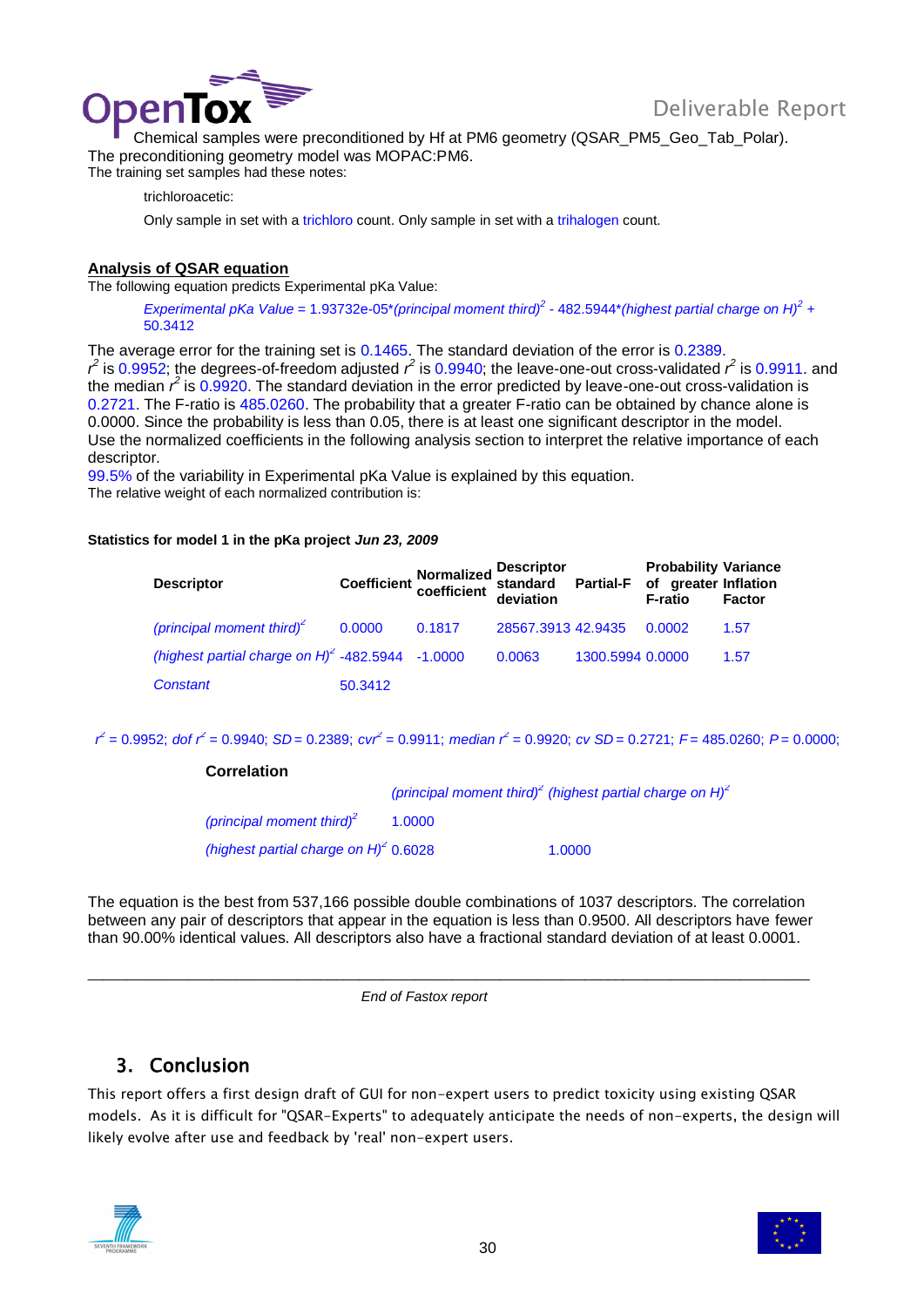Chemical samples were preconditioned by Hf at PM6 geometry (QSAR_PM5_Geo_Tab_Polar).
The preconditioning geometry model was MOPAC:PM6.
The training set samples had these notes:

trichloroacetic:

Only sample in set with a trichloro count. Only sample in set with a trihalogen count.

**Analysis of QSAR equation**

The following equation predicts Experimental pKa Value:

*Experimental pKa Value* = 1.93732e-05\**(principal moment third)*$^2$ - 482.5944\**(highest partial charge on H)*$^2$ + 50.3412

The average error for the training set is 0.1465. The standard deviation of the error is 0.2389.
$r^2$ is 0.9952; the degrees-of-freedom adjusted $r^2$ is 0.9940; the leave-one-out cross-validated $r^2$ is 0.9911. and the median $r^2$ is 0.9920. The standard deviation in the error predicted by leave-one-out cross-validation is 0.2721. The F-ratio is 485.0260. The probability that a greater F-ratio can be obtained by chance alone is 0.0000. Since the probability is less than 0.05, there is at least one significant descriptor in the model.
Use the normalized coefficients in the following analysis section to interpret the relative importance of each descriptor.
99.5% of the variability in Experimental pKa Value is explained by this equation.
The relative weight of each normalized contribution is:

**Statistics for model 1 in the pKa project *Jun 23, 2009***

| Descriptor | Coefficient | Normalized coefficient | Descriptor standard deviation | Partial-F | Probability of greater F-ratio | Variance Inflation Factor |
|---|---|---|---|---|---|---|
| *(principal moment third)*$^2$ | 0.0000 | 0.1817 | 28567.3913 | 42.9435 | 0.0002 | 1.57 |
| *(highest partial charge on H)*$^2$ | -482.5944 | -1.0000 | 0.0063 | 1300.5994 | 0.0000 | 1.57 |
| *Constant* | 50.3412 | | | | | |

$r^2$ = 0.9952; *dof* $r^2$ = 0.9940; *SD* = 0.2389; *cvr*$^2$ = 0.9911; *median* $r^2$ = 0.9920; *cv SD* = 0.2721; *F* = 485.0260; *P* = 0.0000;

**Correlation**

| | *(principal moment third)*$^2$ | *(highest partial charge on H)*$^2$ |
|---|---|---|
| *(principal moment third)*$^2$ | 1.0000 | |
| *(highest partial charge on H)*$^2$ | 0.6028 | 1.0000 |

The equation is the best from 537,166 possible double combinations of 1037 descriptors. The correlation between any pair of descriptors that appear in the equation is less than 0.9500. All descriptors have fewer than 90.00% identical values. All descriptors also have a fractional standard deviation of at least 0.0001.

---

*End of Fastox report*

## 3. Conclusion

This report offers a first design draft of GUI for non-expert users to predict toxicity using existing QSAR models. As it is difficult for "QSAR-Experts" to adequately anticipate the needs of non-experts, the design will likely evolve after use and feedback by 'real' non-expert users.